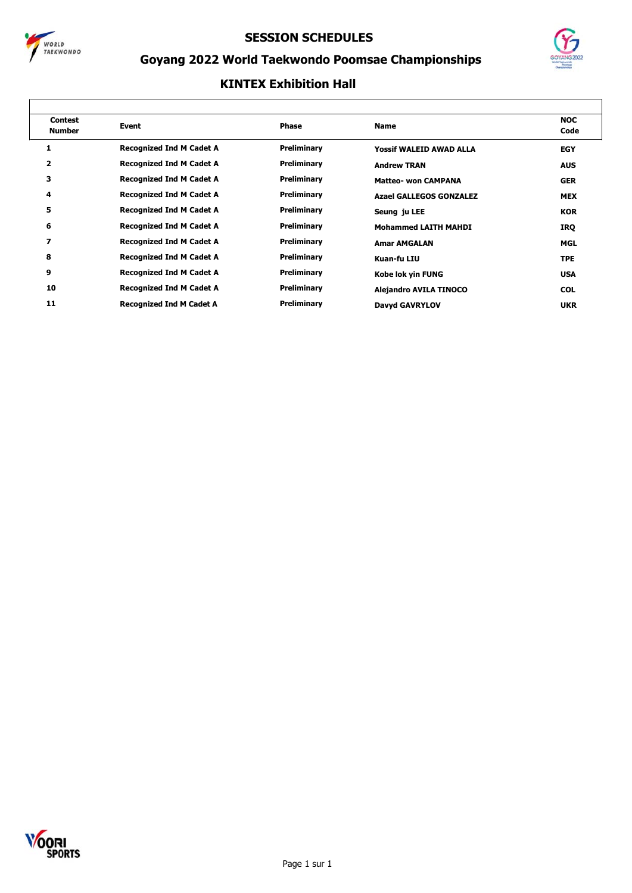# SESSION SCHEDULES

## Goyang 2022 World Taekwondo Poomsae Championships

### KINTEX Exhibition Hall

| Contest Number | Event | Phase | Name | NOC Code |
|---|---|---|---|---|
| 1 | Recognized Ind M Cadet A | Preliminary | Yossif WALEID AWAD ALLA | EGY |
| 2 | Recognized Ind M Cadet A | Preliminary | Andrew TRAN | AUS |
| 3 | Recognized Ind M Cadet A | Preliminary | Matteo- won CAMPANA | GER |
| 4 | Recognized Ind M Cadet A | Preliminary | Azael GALLEGOS GONZALEZ | MEX |
| 5 | Recognized Ind M Cadet A | Preliminary | Seung ju LEE | KOR |
| 6 | Recognized Ind M Cadet A | Preliminary | Mohammed LAITH MAHDI | IRQ |
| 7 | Recognized Ind M Cadet A | Preliminary | Amar AMGALAN | MGL |
| 8 | Recognized Ind M Cadet A | Preliminary | Kuan-fu LIU | TPE |
| 9 | Recognized Ind M Cadet A | Preliminary | Kobe lok yin FUNG | USA |
| 10 | Recognized Ind M Cadet A | Preliminary | Alejandro AVILA TINOCO | COL |
| 11 | Recognized Ind M Cadet A | Preliminary | Davyd GAVRYLOV | UKR |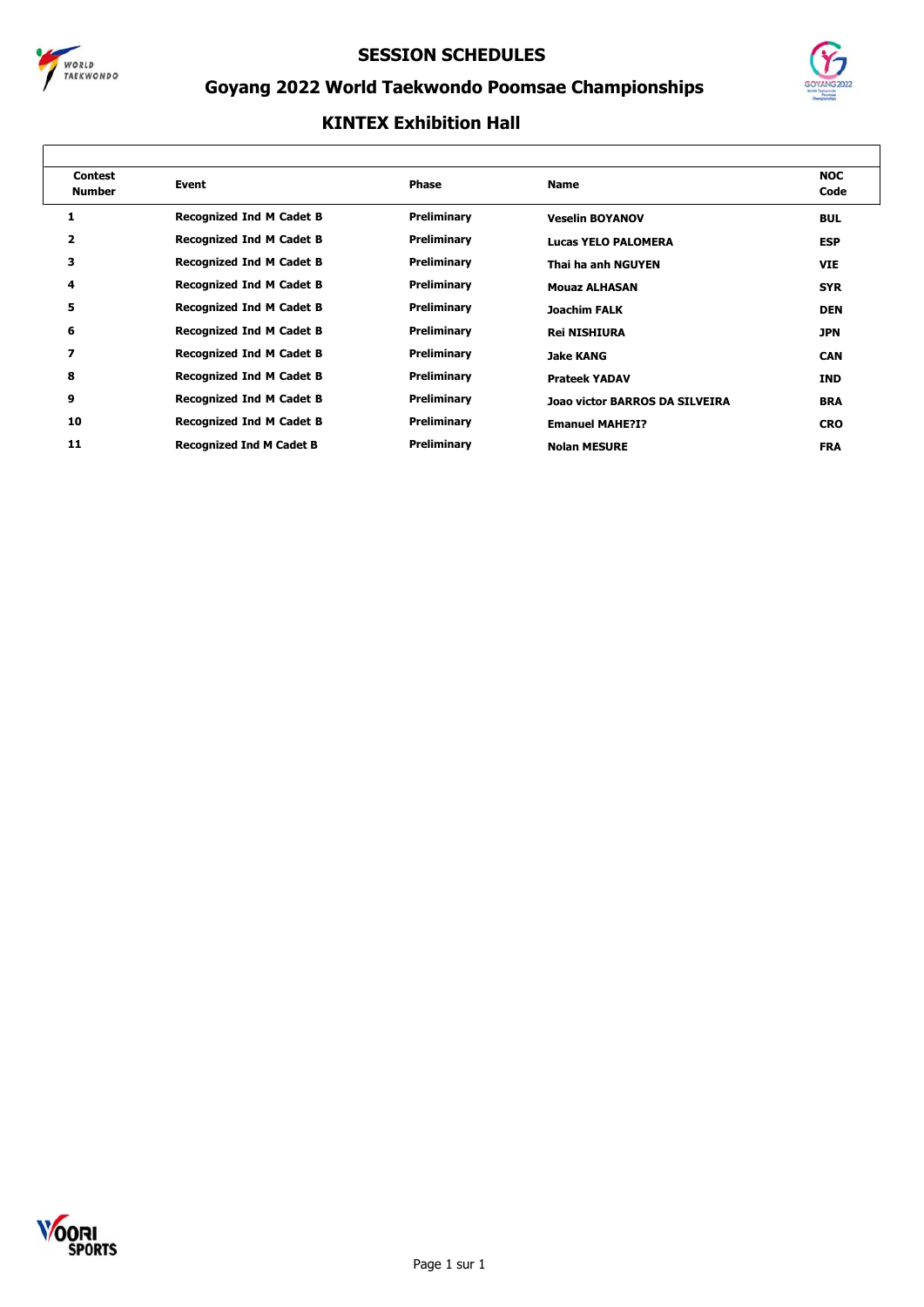# SESSION SCHEDULES

## Goyang 2022 World Taekwondo Poomsae Championships

### KINTEX Exhibition Hall

| Contest Number | Event | Phase | Name | NOC Code |
|---|---|---|---|---|
| 1 | Recognized Ind M Cadet B | Preliminary | Veselin BOYANOV | BUL |
| 2 | Recognized Ind M Cadet B | Preliminary | Lucas YELO PALOMERA | ESP |
| 3 | Recognized Ind M Cadet B | Preliminary | Thai ha anh NGUYEN | VIE |
| 4 | Recognized Ind M Cadet B | Preliminary | Mouaz ALHASAN | SYR |
| 5 | Recognized Ind M Cadet B | Preliminary | Joachim FALK | DEN |
| 6 | Recognized Ind M Cadet B | Preliminary | Rei NISHIURA | JPN |
| 7 | Recognized Ind M Cadet B | Preliminary | Jake KANG | CAN |
| 8 | Recognized Ind M Cadet B | Preliminary | Prateek YADAV | IND |
| 9 | Recognized Ind M Cadet B | Preliminary | Joao victor BARROS DA SILVEIRA | BRA |
| 10 | Recognized Ind M Cadet B | Preliminary | Emanuel MAHE?I? | CRO |
| 11 | Recognized Ind M Cadet B | Preliminary | Nolan MESURE | FRA |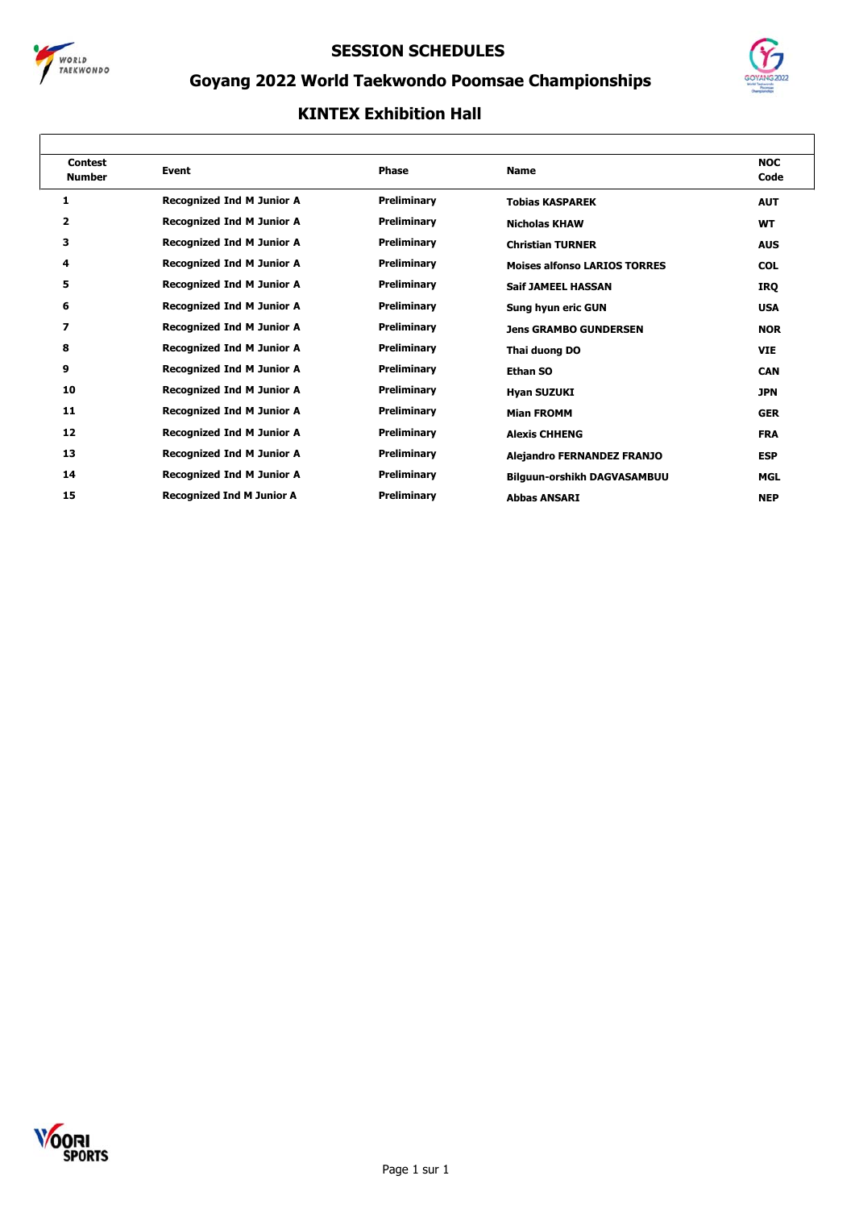# SESSION SCHEDULES

## Goyang 2022 World Taekwondo Poomsae Championships

### KINTEX Exhibition Hall

| Contest Number | Event | Phase | Name | NOC Code |
|---|---|---|---|---|
| 1 | Recognized Ind M Junior A | Preliminary | Tobias KASPAREK | AUT |
| 2 | Recognized Ind M Junior A | Preliminary | Nicholas KHAW | WT |
| 3 | Recognized Ind M Junior A | Preliminary | Christian TURNER | AUS |
| 4 | Recognized Ind M Junior A | Preliminary | Moises alfonso LARIOS TORRES | COL |
| 5 | Recognized Ind M Junior A | Preliminary | Saif JAMEEL HASSAN | IRQ |
| 6 | Recognized Ind M Junior A | Preliminary | Sung hyun eric GUN | USA |
| 7 | Recognized Ind M Junior A | Preliminary | Jens GRAMBO GUNDERSEN | NOR |
| 8 | Recognized Ind M Junior A | Preliminary | Thai duong DO | VIE |
| 9 | Recognized Ind M Junior A | Preliminary | Ethan SO | CAN |
| 10 | Recognized Ind M Junior A | Preliminary | Hyan SUZUKI | JPN |
| 11 | Recognized Ind M Junior A | Preliminary | Mian FROMM | GER |
| 12 | Recognized Ind M Junior A | Preliminary | Alexis CHHENG | FRA |
| 13 | Recognized Ind M Junior A | Preliminary | Alejandro FERNANDEZ FRANJO | ESP |
| 14 | Recognized Ind M Junior A | Preliminary | Bilguun-orshikh DAGVASAMBUU | MGL |
| 15 | Recognized Ind M Junior A | Preliminary | Abbas ANSARI | NEP |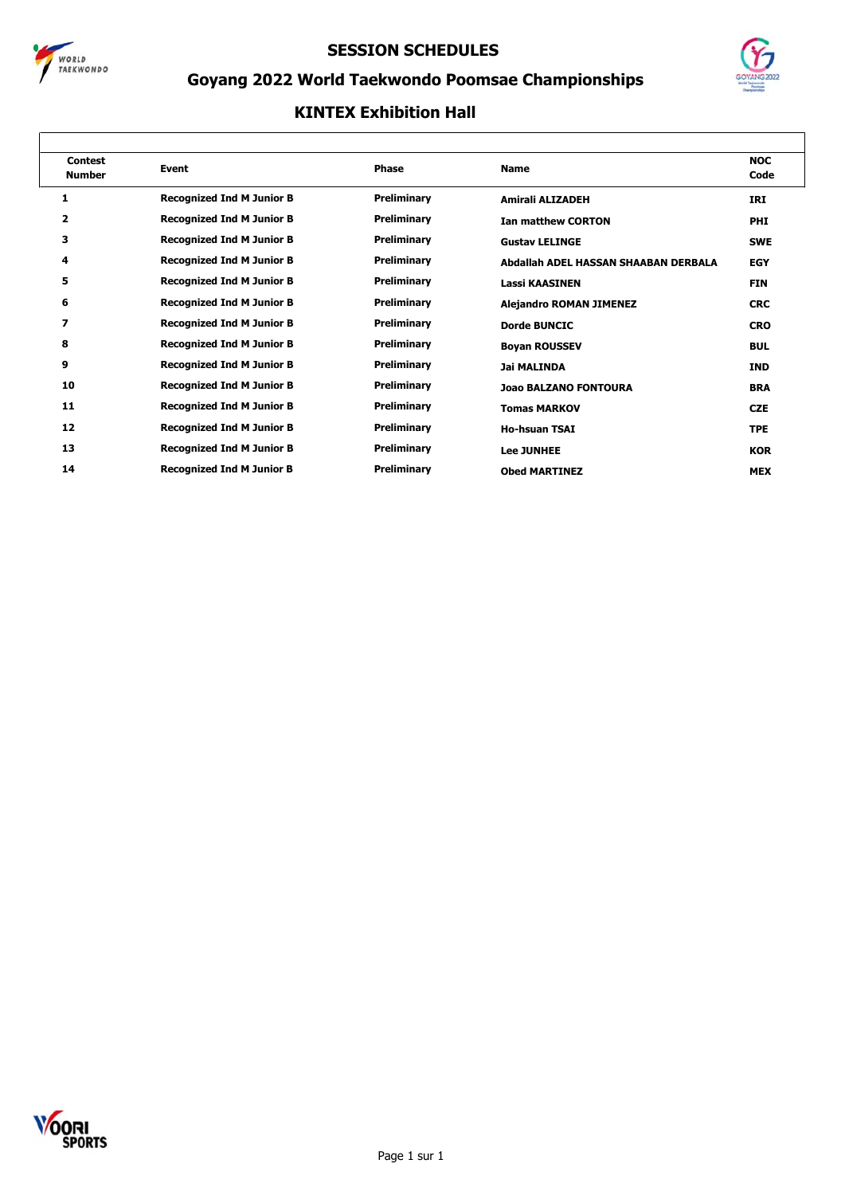# SESSION SCHEDULES

## Goyang 2022 World Taekwondo Poomsae Championships

### KINTEX Exhibition Hall

| Contest Number | Event | Phase | Name | NOC Code |
|---|---|---|---|---|
| 1 | Recognized Ind M Junior B | Preliminary | Amirali ALIZADEH | IRI |
| 2 | Recognized Ind M Junior B | Preliminary | Ian matthew CORTON | PHI |
| 3 | Recognized Ind M Junior B | Preliminary | Gustav LELINGE | SWE |
| 4 | Recognized Ind M Junior B | Preliminary | Abdallah ADEL HASSAN SHAABAN DERBALA | EGY |
| 5 | Recognized Ind M Junior B | Preliminary | Lassi KAASINEN | FIN |
| 6 | Recognized Ind M Junior B | Preliminary | Alejandro ROMAN JIMENEZ | CRC |
| 7 | Recognized Ind M Junior B | Preliminary | Dorde BUNCIC | CRO |
| 8 | Recognized Ind M Junior B | Preliminary | Boyan ROUSSEV | BUL |
| 9 | Recognized Ind M Junior B | Preliminary | Jai MALINDA | IND |
| 10 | Recognized Ind M Junior B | Preliminary | Joao BALZANO FONTOURA | BRA |
| 11 | Recognized Ind M Junior B | Preliminary | Tomas MARKOV | CZE |
| 12 | Recognized Ind M Junior B | Preliminary | Ho-hsuan TSAI | TPE |
| 13 | Recognized Ind M Junior B | Preliminary | Lee JUNHEE | KOR |
| 14 | Recognized Ind M Junior B | Preliminary | Obed MARTINEZ | MEX |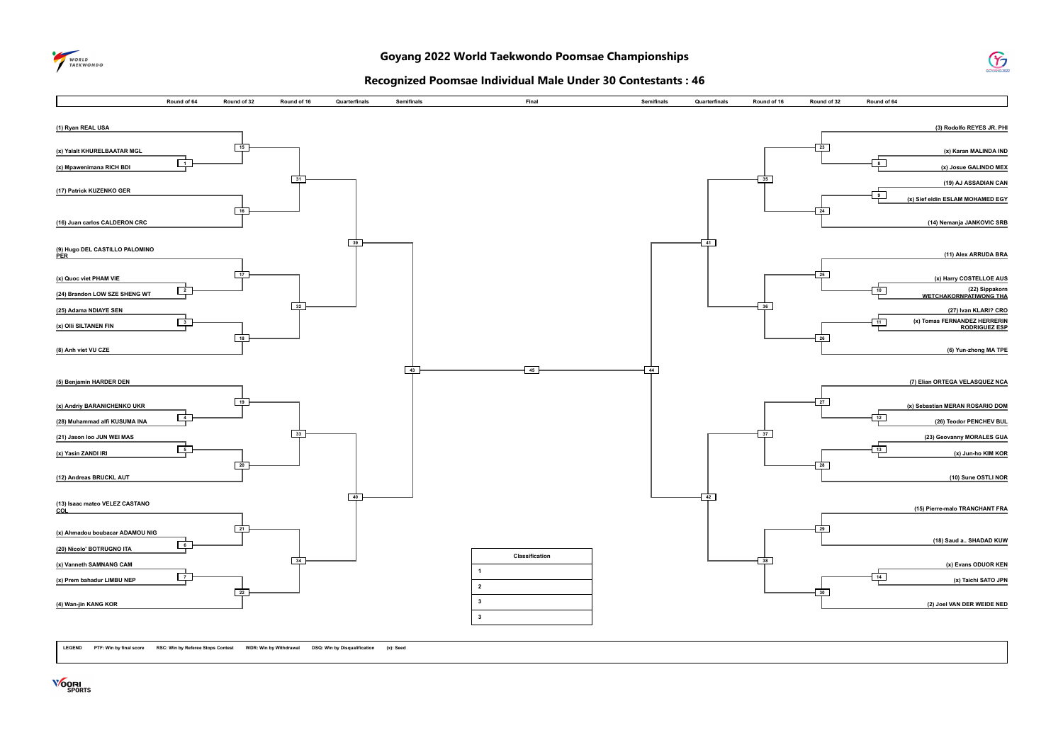# Goyang 2022 World Taekwondo Poomsae Championships

## Recognized Poomsae Individual Male Under 30 Contestants : 46

| Round of 64 | Round of 32 | Round of 16 | Quarterfinals | Semifinals | Final | Semifinals | Quarterfinals | Round of 16 | Round of 32 | Round of 64 |
|---|---|---|---|---|---|---|---|---|---|---|

**Left side of bracket**

- (1) Ryan REAL USA
- (x) Yalalt KHURELBAATAR MGL
- (x) Mpawenimana RICH BDI
- (17) Patrick KUZENKO GER
- (16) Juan carlos CALDERON CRC
- (9) Hugo DEL CASTILLO PALOMINO PER
- (x) Quoc viet PHAM VIE
- (24) Brandon LOW SZE SHENG WT
- (25) Adama NDIAYE SEN
- (x) Olli SILTANEN FIN
- (8) Anh viet VU CZE
- (5) Benjamin HARDER DEN
- (x) Andriy BARANICHENKO UKR
- (28) Muhammad alfi KUSUMA INA
- (21) Jason loo JUN WEI MAS
- (x) Yasin ZANDI IRI
- (12) Andreas BRUCKL AUT
- (13) Isaac mateo VELEZ CASTANO COL
- (x) Ahmadou boubacar ADAMOU NIG
- (20) Nicolo' BOTRUGNO ITA
- (x) Vanneth SAMNANG CAM
- (x) Prem bahadur LIMBU NEP
- (4) Wan-jin KANG KOR

**Right side of bracket**

- (3) Rodolfo REYES JR. PHI
- (x) Karan MALINDA IND
- (x) Josue GALINDO MEX
- (19) AJ ASSADIAN CAN
- (x) Sief eldin ESLAM MOHAMED EGY
- (14) Nemanja JANKOVIC SRB
- (11) Alex ARRUDA BRA
- (x) Harry COSTELLOE AUS
- (22) Sippakorn WETCHAKORNPATIWONG THA
- (27) Ivan KLARI? CRO
- (x) Tomas FERNANDEZ HERRERIN RODRIGUEZ ESP
- (6) Yun-zhong MA TPE
- (7) Elian ORTEGA VELASQUEZ NCA
- (x) Sebastian MERAN ROSARIO DOM
- (26) Teodor PENCHEV BUL
- (23) Geovanny MORALES GUA
- (x) Jun-ho KIM KOR
- (10) Sune OSTLI NOR
- (15) Pierre-malo TRANCHANT FRA
- (18) Saud a.. SHADAD KUW
- (x) Evans ODUOR KEN
- (x) Taichi SATO JPN
- (2) Joel VAN DER WEIDE NED

| Classification |
|---|
| 1 |
| 2 |
| 3 |
| 3 |

LEGEND PTF: Win by final score RSC: Win by Referee Stops Contest WDR: Win by Withdrawal DSQ: Win by Disqualification (x): Seed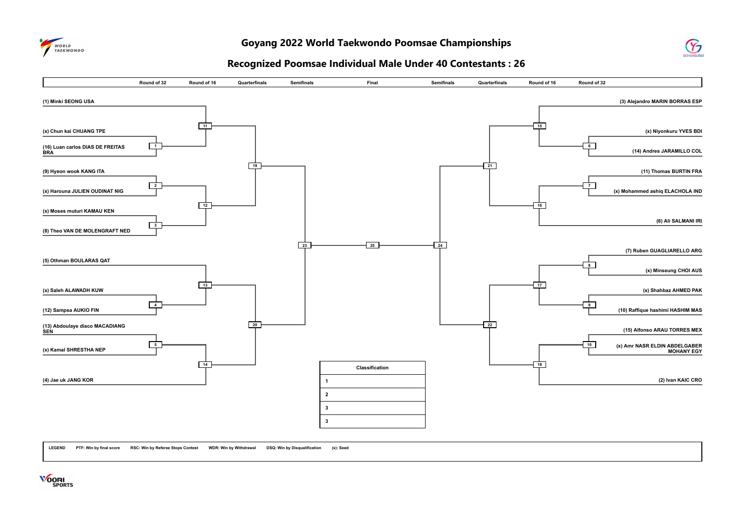# Goyang 2022 World Taekwondo Poomsae Championships

## Recognized Poomsae Individual Male Under 40 Contestants : 26

| Round of 32 | Round of 16 | Quarterfinals | Semifinals | Final | Semifinals | Quarterfinals | Round of 16 | Round of 32 |
|---|---|---|---|---|---|---|---|---|

**Left side of bracket**

- (1) Minki SEONG USA
- (x) Chun kai CHUANG TPE
- (16) Luan carlos DIAS DE FREITAS BRA
- (9) Hyeon wook KANG ITA
- (x) Harouna JULIEN OUDINAT NIG
- (x) Moses muturi KAMAU KEN
- (8) Theo VAN DE MOLENGRAFT NED
- (5) Othman BOULARAS QAT
- (x) Saleh ALAWADH KUW
- (12) Sampsa AUKIO FIN
- (13) Abdoulaye diaco MACADIANG SEN
- (x) Kamal SHRESTHA NEP
- (4) Jae uk JANG KOR

Matches: 1, 2, 3, 4, 5, 11, 12, 13, 14, 19, 20, 23

**Right side of bracket**

- (3) Alejandro MARIN BORRAS ESP
- (x) Niyonkuru YVES BDI
- (14) Andres JARAMILLO COL
- (11) Thomas BURTIN FRA
- (x) Mohammed ashiq ELACHOLA IND
- (6) Ali SALMANI IRI
- (7) Ruben GUAGLIARELLO ARG
- (x) Minseung CHOI AUS
- (x) Shahbaz AHMED PAK
- (10) Raffique hashimi HASHIM MAS
- (15) Alfonso ARAU TORRES MEX
- (x) Amr NASR ELDIN ABDELGABER MOHANY EGY
- (2) Ivan KAIC CRO

Matches: 6, 7, 8, 9, 10, 15, 16, 17, 18, 21, 22, 24

Final: 25

| Classification | |
|---|---|
| 1 | |
| 2 | |
| 3 | |
| 3 | |

**LEGEND** PTF: Win by final score RSC: Win by Referee Stops Contest WDR: Win by Withdrawal DSQ: Win by Disqualification (x): Seed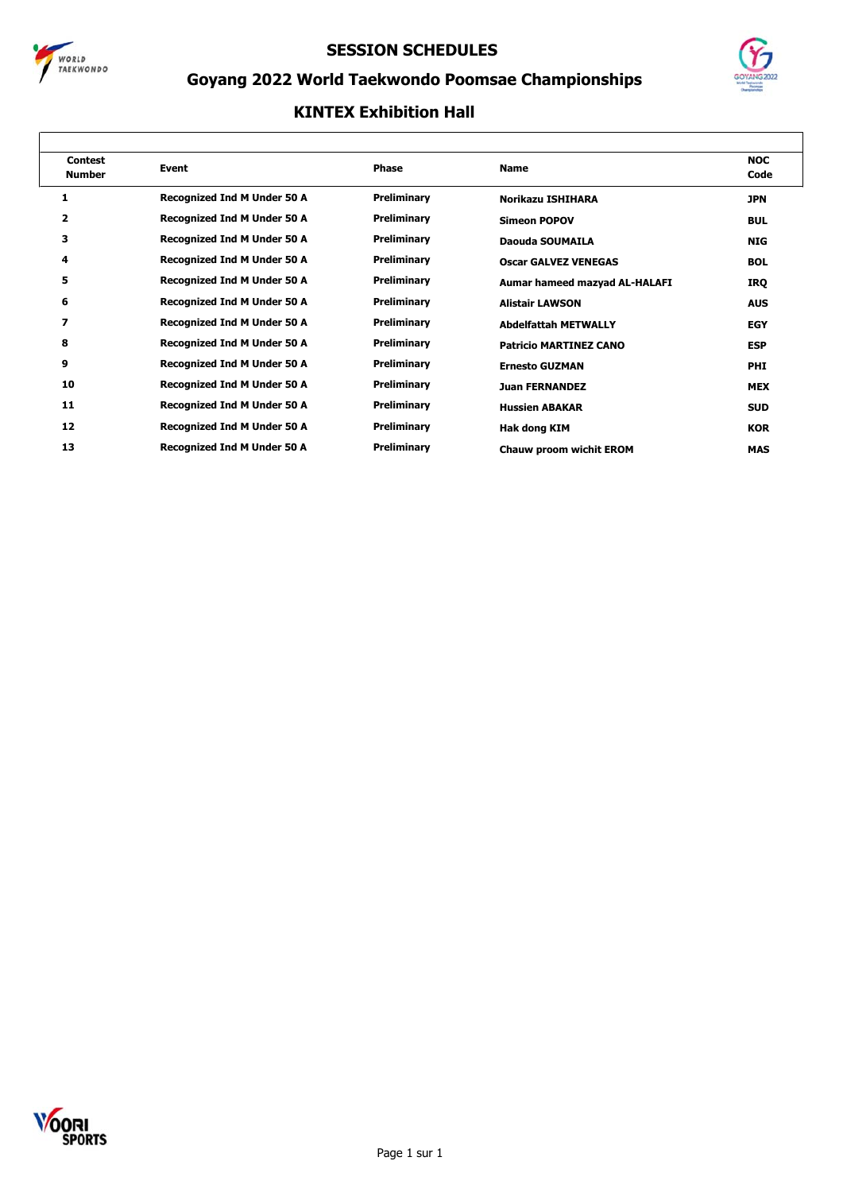# SESSION SCHEDULES

## Goyang 2022 World Taekwondo Poomsae Championships

### KINTEX Exhibition Hall

| Contest Number | Event | Phase | Name | NOC Code |
|---|---|---|---|---|
| 1 | Recognized Ind M Under 50 A | Preliminary | Norikazu ISHIHARA | JPN |
| 2 | Recognized Ind M Under 50 A | Preliminary | Simeon POPOV | BUL |
| 3 | Recognized Ind M Under 50 A | Preliminary | Daouda SOUMAILA | NIG |
| 4 | Recognized Ind M Under 50 A | Preliminary | Oscar GALVEZ VENEGAS | BOL |
| 5 | Recognized Ind M Under 50 A | Preliminary | Aumar hameed mazyad AL-HALAFI | IRQ |
| 6 | Recognized Ind M Under 50 A | Preliminary | Alistair LAWSON | AUS |
| 7 | Recognized Ind M Under 50 A | Preliminary | Abdelfattah METWALLY | EGY |
| 8 | Recognized Ind M Under 50 A | Preliminary | Patricio MARTINEZ CANO | ESP |
| 9 | Recognized Ind M Under 50 A | Preliminary | Ernesto GUZMAN | PHI |
| 10 | Recognized Ind M Under 50 A | Preliminary | Juan FERNANDEZ | MEX |
| 11 | Recognized Ind M Under 50 A | Preliminary | Hussien ABAKAR | SUD |
| 12 | Recognized Ind M Under 50 A | Preliminary | Hak dong KIM | KOR |
| 13 | Recognized Ind M Under 50 A | Preliminary | Chauw proom wichit EROM | MAS |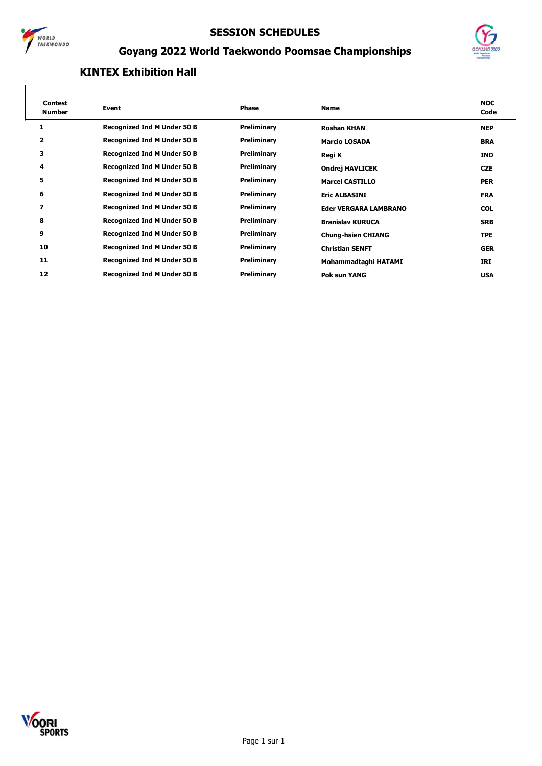# SESSION SCHEDULES

## Goyang 2022 World Taekwondo Poomsae Championships

### KINTEX Exhibition Hall

| Contest Number | Event | Phase | Name | NOC Code |
|---|---|---|---|---|
| 1 | Recognized Ind M Under 50 B | Preliminary | Roshan KHAN | NEP |
| 2 | Recognized Ind M Under 50 B | Preliminary | Marcio LOSADA | BRA |
| 3 | Recognized Ind M Under 50 B | Preliminary | Regi K | IND |
| 4 | Recognized Ind M Under 50 B | Preliminary | Ondrej HAVLICEK | CZE |
| 5 | Recognized Ind M Under 50 B | Preliminary | Marcel CASTILLO | PER |
| 6 | Recognized Ind M Under 50 B | Preliminary | Eric ALBASINI | FRA |
| 7 | Recognized Ind M Under 50 B | Preliminary | Eder VERGARA LAMBRANO | COL |
| 8 | Recognized Ind M Under 50 B | Preliminary | Branislav KURUCA | SRB |
| 9 | Recognized Ind M Under 50 B | Preliminary | Chung-hsien CHIANG | TPE |
| 10 | Recognized Ind M Under 50 B | Preliminary | Christian SENFT | GER |
| 11 | Recognized Ind M Under 50 B | Preliminary | Mohammadtaghi HATAMI | IRI |
| 12 | Recognized Ind M Under 50 B | Preliminary | Pok sun YANG | USA |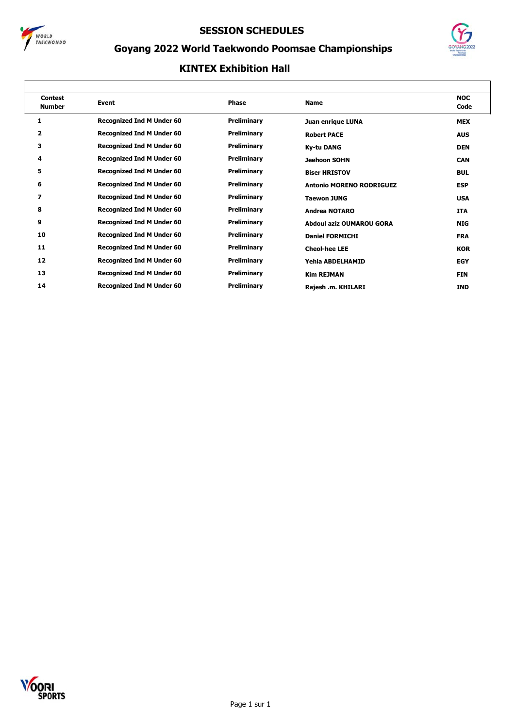# SESSION SCHEDULES

## Goyang 2022 World Taekwondo Poomsae Championships

### KINTEX Exhibition Hall

| Contest Number | Event | Phase | Name | NOC Code |
|---|---|---|---|---|
| 1 | Recognized Ind M Under 60 | Preliminary | Juan enrique LUNA | MEX |
| 2 | Recognized Ind M Under 60 | Preliminary | Robert PACE | AUS |
| 3 | Recognized Ind M Under 60 | Preliminary | Ky-tu DANG | DEN |
| 4 | Recognized Ind M Under 60 | Preliminary | Jeehoon SOHN | CAN |
| 5 | Recognized Ind M Under 60 | Preliminary | Biser HRISTOV | BUL |
| 6 | Recognized Ind M Under 60 | Preliminary | Antonio MORENO RODRIGUEZ | ESP |
| 7 | Recognized Ind M Under 60 | Preliminary | Taewon JUNG | USA |
| 8 | Recognized Ind M Under 60 | Preliminary | Andrea NOTARO | ITA |
| 9 | Recognized Ind M Under 60 | Preliminary | Abdoul aziz OUMAROU GORA | NIG |
| 10 | Recognized Ind M Under 60 | Preliminary | Daniel FORMICHI | FRA |
| 11 | Recognized Ind M Under 60 | Preliminary | Cheol-hee LEE | KOR |
| 12 | Recognized Ind M Under 60 | Preliminary | Yehia ABDELHAMID | EGY |
| 13 | Recognized Ind M Under 60 | Preliminary | Kim REJMAN | FIN |
| 14 | Recognized Ind M Under 60 | Preliminary | Rajesh .m. KHILARI | IND |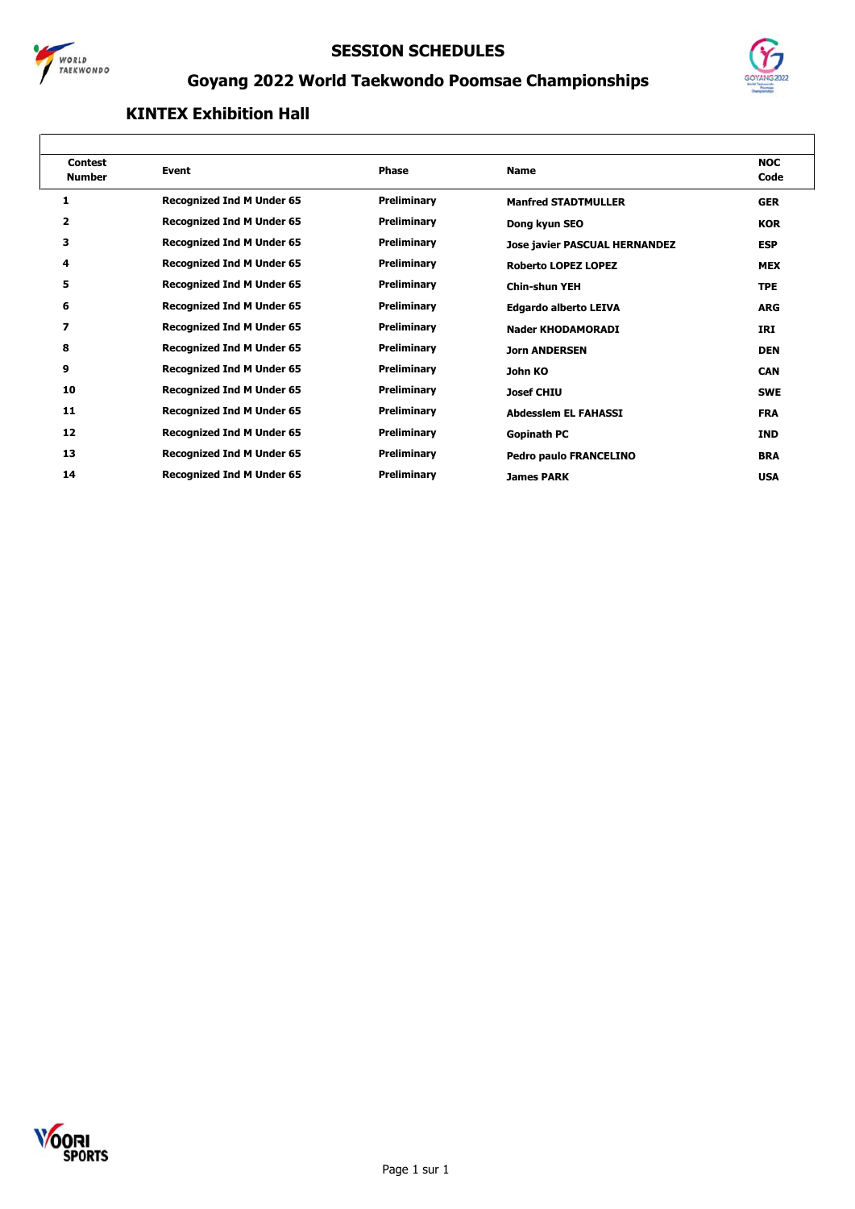# SESSION SCHEDULES

## Goyang 2022 World Taekwondo Poomsae Championships

### KINTEX Exhibition Hall

| Contest Number | Event | Phase | Name | NOC Code |
|---|---|---|---|---|
| 1 | Recognized Ind M Under 65 | Preliminary | Manfred STADTMULLER | GER |
| 2 | Recognized Ind M Under 65 | Preliminary | Dong kyun SEO | KOR |
| 3 | Recognized Ind M Under 65 | Preliminary | Jose javier PASCUAL HERNANDEZ | ESP |
| 4 | Recognized Ind M Under 65 | Preliminary | Roberto LOPEZ LOPEZ | MEX |
| 5 | Recognized Ind M Under 65 | Preliminary | Chin-shun YEH | TPE |
| 6 | Recognized Ind M Under 65 | Preliminary | Edgardo alberto LEIVA | ARG |
| 7 | Recognized Ind M Under 65 | Preliminary | Nader KHODAMORADI | IRI |
| 8 | Recognized Ind M Under 65 | Preliminary | Jorn ANDERSEN | DEN |
| 9 | Recognized Ind M Under 65 | Preliminary | John KO | CAN |
| 10 | Recognized Ind M Under 65 | Preliminary | Josef CHIU | SWE |
| 11 | Recognized Ind M Under 65 | Preliminary | Abdesslem EL FAHASSI | FRA |
| 12 | Recognized Ind M Under 65 | Preliminary | Gopinath PC | IND |
| 13 | Recognized Ind M Under 65 | Preliminary | Pedro paulo FRANCELINO | BRA |
| 14 | Recognized Ind M Under 65 | Preliminary | James PARK | USA |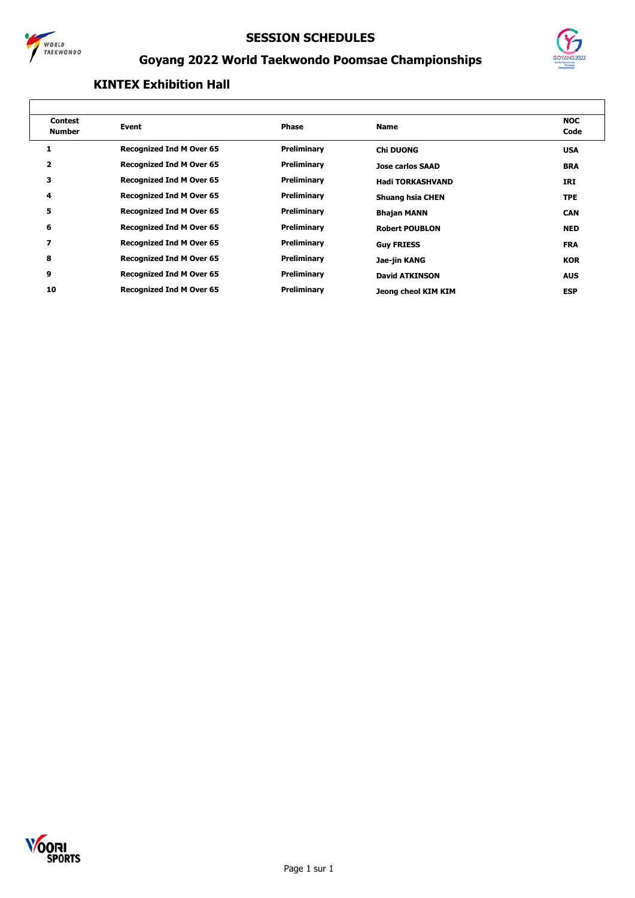# SESSION SCHEDULES

## Goyang 2022 World Taekwondo Poomsae Championships

### KINTEX Exhibition Hall

| Contest Number | Event | Phase | Name | NOC Code |
|---|---|---|---|---|
| 1 | Recognized Ind M Over 65 | Preliminary | Chi DUONG | USA |
| 2 | Recognized Ind M Over 65 | Preliminary | Jose carlos SAAD | BRA |
| 3 | Recognized Ind M Over 65 | Preliminary | Hadi TORKASHVAND | IRI |
| 4 | Recognized Ind M Over 65 | Preliminary | Shuang hsia CHEN | TPE |
| 5 | Recognized Ind M Over 65 | Preliminary | Bhajan MANN | CAN |
| 6 | Recognized Ind M Over 65 | Preliminary | Robert POUBLON | NED |
| 7 | Recognized Ind M Over 65 | Preliminary | Guy FRIESS | FRA |
| 8 | Recognized Ind M Over 65 | Preliminary | Jae-jin KANG | KOR |
| 9 | Recognized Ind M Over 65 | Preliminary | David ATKINSON | AUS |
| 10 | Recognized Ind M Over 65 | Preliminary | Jeong cheol KIM KIM | ESP |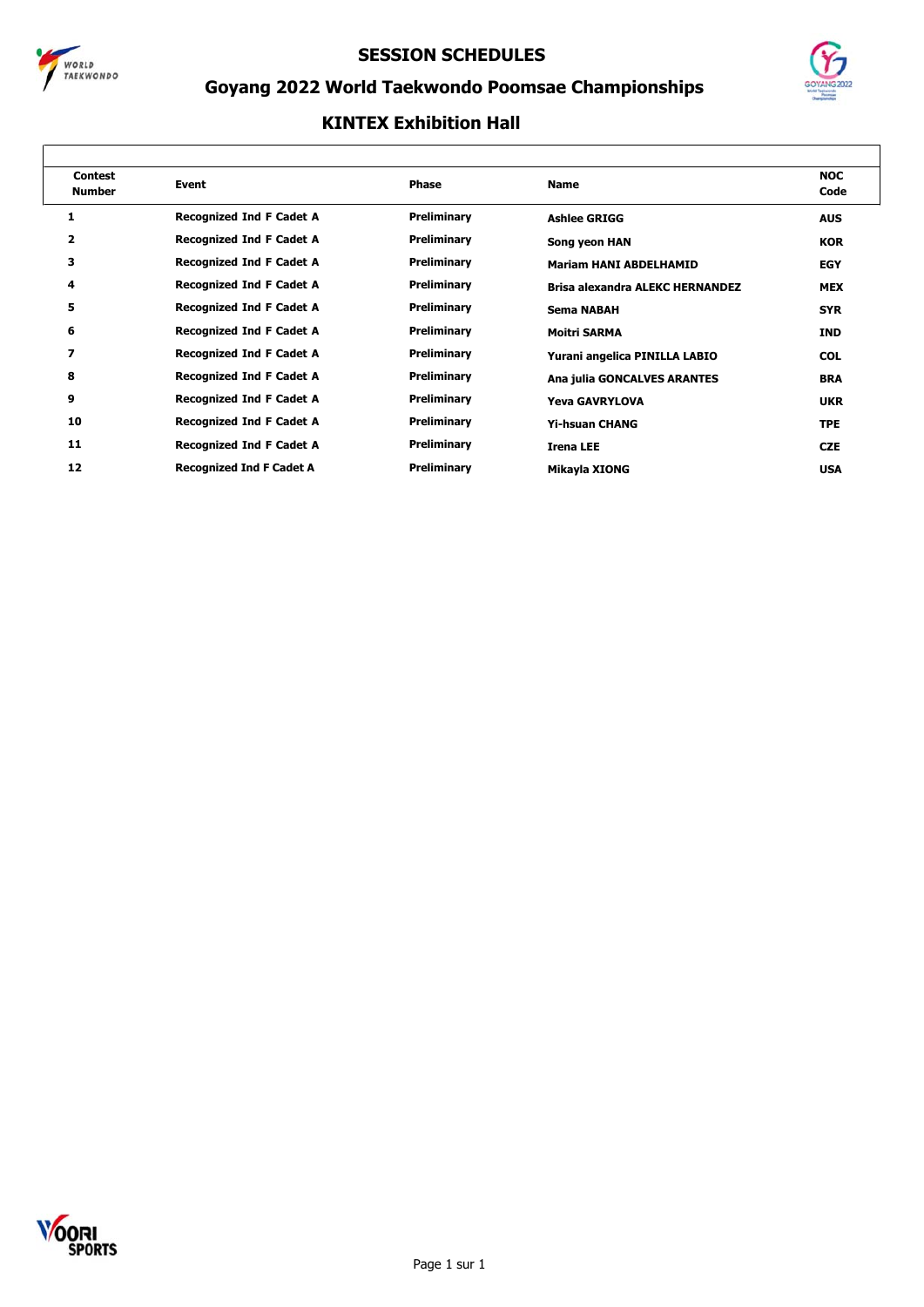# SESSION SCHEDULES

## Goyang 2022 World Taekwondo Poomsae Championships

### KINTEX Exhibition Hall

| Contest Number | Event | Phase | Name | NOC Code |
|---|---|---|---|---|
| 1 | Recognized Ind F Cadet A | Preliminary | Ashlee GRIGG | AUS |
| 2 | Recognized Ind F Cadet A | Preliminary | Song yeon HAN | KOR |
| 3 | Recognized Ind F Cadet A | Preliminary | Mariam HANI ABDELHAMID | EGY |
| 4 | Recognized Ind F Cadet A | Preliminary | Brisa alexandra ALEKC HERNANDEZ | MEX |
| 5 | Recognized Ind F Cadet A | Preliminary | Sema NABAH | SYR |
| 6 | Recognized Ind F Cadet A | Preliminary | Moitri SARMA | IND |
| 7 | Recognized Ind F Cadet A | Preliminary | Yurani angelica PINILLA LABIO | COL |
| 8 | Recognized Ind F Cadet A | Preliminary | Ana julia GONCALVES ARANTES | BRA |
| 9 | Recognized Ind F Cadet A | Preliminary | Yeva GAVRYLOVA | UKR |
| 10 | Recognized Ind F Cadet A | Preliminary | Yi-hsuan CHANG | TPE |
| 11 | Recognized Ind F Cadet A | Preliminary | Irena LEE | CZE |
| 12 | Recognized Ind F Cadet A | Preliminary | Mikayla XIONG | USA |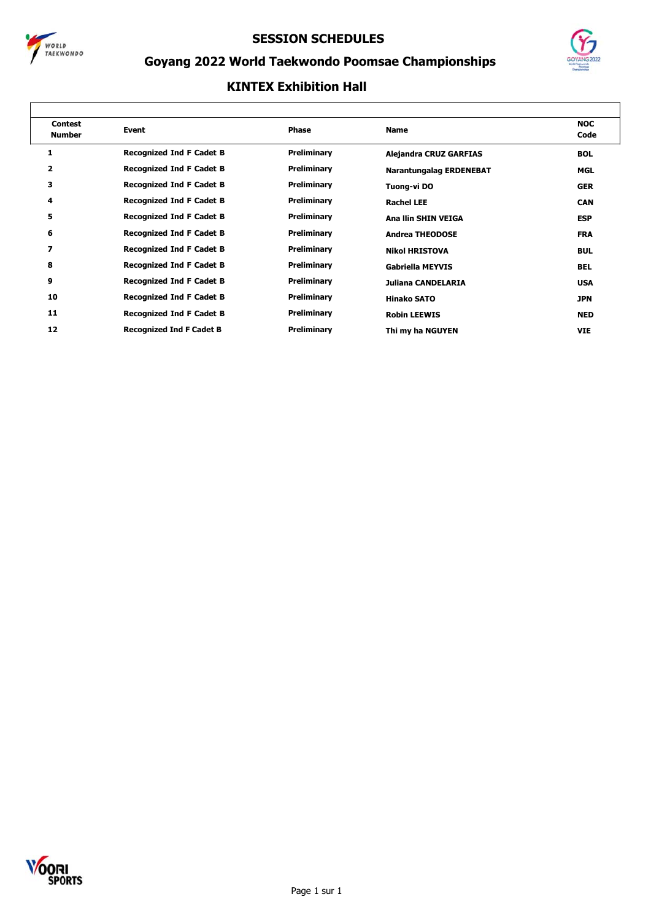# SESSION SCHEDULES

## Goyang 2022 World Taekwondo Poomsae Championships

### KINTEX Exhibition Hall

| Contest Number | Event | Phase | Name | NOC Code |
|---|---|---|---|---|
| 1 | Recognized Ind F Cadet B | Preliminary | Alejandra CRUZ GARFIAS | BOL |
| 2 | Recognized Ind F Cadet B | Preliminary | Narantungalag ERDENEBAT | MGL |
| 3 | Recognized Ind F Cadet B | Preliminary | Tuong-vi DO | GER |
| 4 | Recognized Ind F Cadet B | Preliminary | Rachel LEE | CAN |
| 5 | Recognized Ind F Cadet B | Preliminary | Ana Ilin SHIN VEIGA | ESP |
| 6 | Recognized Ind F Cadet B | Preliminary | Andrea THEODOSE | FRA |
| 7 | Recognized Ind F Cadet B | Preliminary | Nikol HRISTOVA | BUL |
| 8 | Recognized Ind F Cadet B | Preliminary | Gabriella MEYVIS | BEL |
| 9 | Recognized Ind F Cadet B | Preliminary | Juliana CANDELARIA | USA |
| 10 | Recognized Ind F Cadet B | Preliminary | Hinako SATO | JPN |
| 11 | Recognized Ind F Cadet B | Preliminary | Robin LEEWIS | NED |
| 12 | Recognized Ind F Cadet B | Preliminary | Thi my ha NGUYEN | VIE |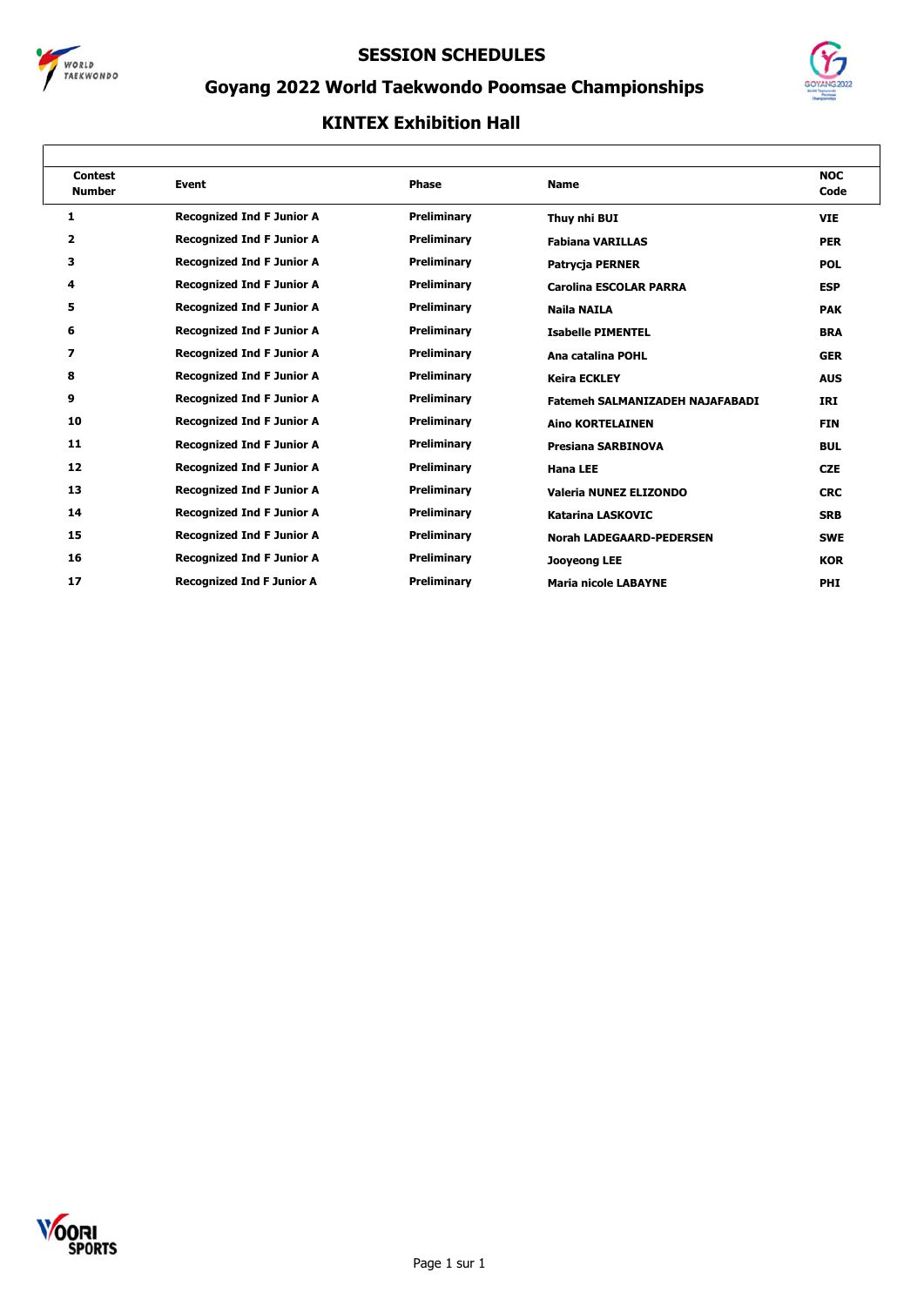# SESSION SCHEDULES

## Goyang 2022 World Taekwondo Poomsae Championships

### KINTEX Exhibition Hall

| Contest Number | Event | Phase | Name | NOC Code |
|---|---|---|---|---|
| 1 | Recognized Ind F Junior A | Preliminary | Thuy nhi BUI | VIE |
| 2 | Recognized Ind F Junior A | Preliminary | Fabiana VARILLAS | PER |
| 3 | Recognized Ind F Junior A | Preliminary | Patrycja PERNER | POL |
| 4 | Recognized Ind F Junior A | Preliminary | Carolina ESCOLAR PARRA | ESP |
| 5 | Recognized Ind F Junior A | Preliminary | Naila NAILA | PAK |
| 6 | Recognized Ind F Junior A | Preliminary | Isabelle PIMENTEL | BRA |
| 7 | Recognized Ind F Junior A | Preliminary | Ana catalina POHL | GER |
| 8 | Recognized Ind F Junior A | Preliminary | Keira ECKLEY | AUS |
| 9 | Recognized Ind F Junior A | Preliminary | Fatemeh SALMANIZADEH NAJAFABADI | IRI |
| 10 | Recognized Ind F Junior A | Preliminary | Aino KORTELAINEN | FIN |
| 11 | Recognized Ind F Junior A | Preliminary | Presiana SARBINOVA | BUL |
| 12 | Recognized Ind F Junior A | Preliminary | Hana LEE | CZE |
| 13 | Recognized Ind F Junior A | Preliminary | Valeria NUNEZ ELIZONDO | CRC |
| 14 | Recognized Ind F Junior A | Preliminary | Katarina LASKOVIC | SRB |
| 15 | Recognized Ind F Junior A | Preliminary | Norah LADEGAARD-PEDERSEN | SWE |
| 16 | Recognized Ind F Junior A | Preliminary | Jooyeong LEE | KOR |
| 17 | Recognized Ind F Junior A | Preliminary | Maria nicole LABAYNE | PHI |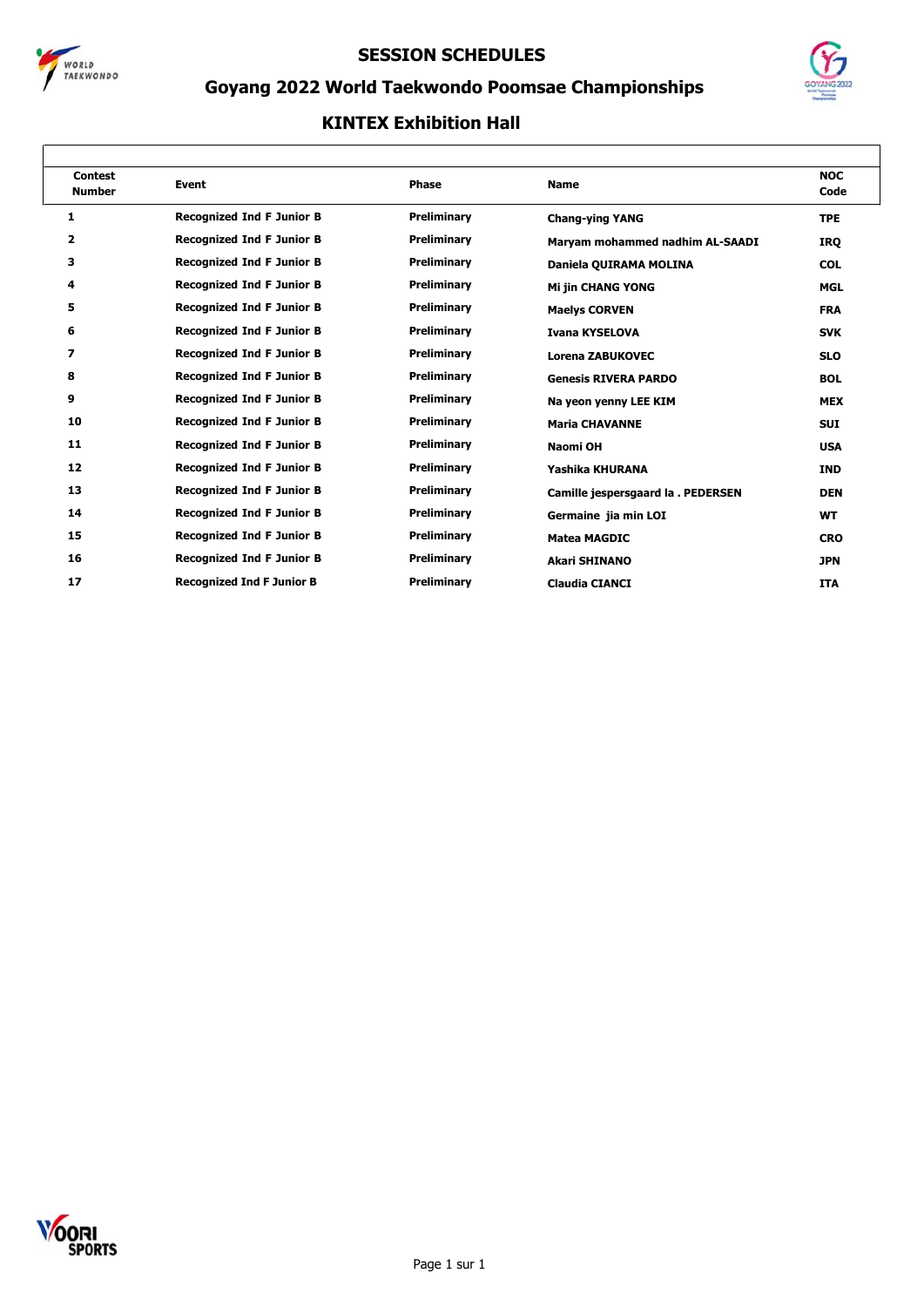# SESSION SCHEDULES

## Goyang 2022 World Taekwondo Poomsae Championships

### KINTEX Exhibition Hall

| Contest Number | Event | Phase | Name | NOC Code |
|---|---|---|---|---|
| 1 | Recognized Ind F Junior B | Preliminary | Chang-ying YANG | TPE |
| 2 | Recognized Ind F Junior B | Preliminary | Maryam mohammed nadhim AL-SAADI | IRQ |
| 3 | Recognized Ind F Junior B | Preliminary | Daniela QUIRAMA MOLINA | COL |
| 4 | Recognized Ind F Junior B | Preliminary | Mi jin CHANG YONG | MGL |
| 5 | Recognized Ind F Junior B | Preliminary | Maelys CORVEN | FRA |
| 6 | Recognized Ind F Junior B | Preliminary | Ivana KYSELOVA | SVK |
| 7 | Recognized Ind F Junior B | Preliminary | Lorena ZABUKOVEC | SLO |
| 8 | Recognized Ind F Junior B | Preliminary | Genesis RIVERA PARDO | BOL |
| 9 | Recognized Ind F Junior B | Preliminary | Na yeon yenny LEE KIM | MEX |
| 10 | Recognized Ind F Junior B | Preliminary | Maria CHAVANNE | SUI |
| 11 | Recognized Ind F Junior B | Preliminary | Naomi OH | USA |
| 12 | Recognized Ind F Junior B | Preliminary | Yashika KHURANA | IND |
| 13 | Recognized Ind F Junior B | Preliminary | Camille jespersgaard la . PEDERSEN | DEN |
| 14 | Recognized Ind F Junior B | Preliminary | Germaine jia min LOI | WT |
| 15 | Recognized Ind F Junior B | Preliminary | Matea MAGDIC | CRO |
| 16 | Recognized Ind F Junior B | Preliminary | Akari SHINANO | JPN |
| 17 | Recognized Ind F Junior B | Preliminary | Claudia CIANCI | ITA |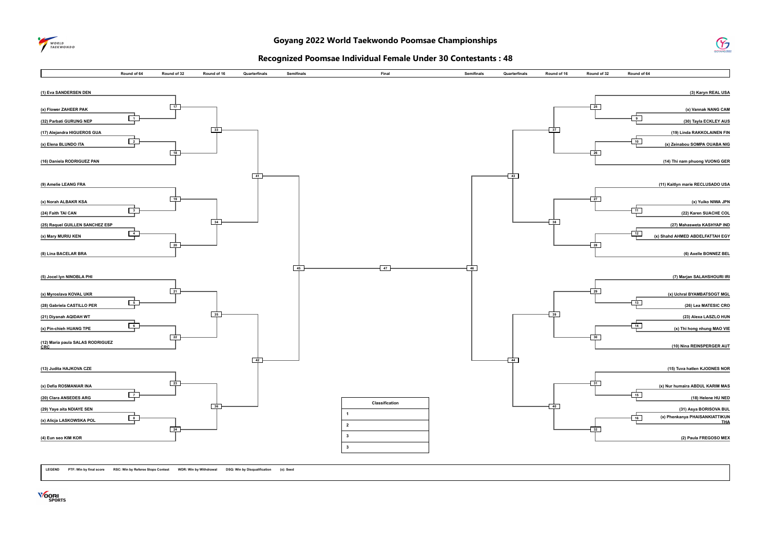# Goyang 2022 World Taekwondo Poomsae Championships

## Recognized Poomsae Individual Female Under 30 Contestants : 48

| Round of 64 | Round of 32 | Round of 16 | Quarterfinals | Semifinals | Final | Semifinals | Quarterfinals | Round of 16 | Round of 32 | Round of 64 |
|---|---|---|---|---|---|---|---|---|---|---|

**Left side of bracket**

- (1) Eva SANDERSEN DEN
- (x) Flower ZAHEER PAK
- (32) Parbati GURUNG NEP
- (17) Alejandra HIGUEROS GUA
- (x) Elena BLUNDO ITA
- (16) Daniela RODRIGUEZ PAN
- (9) Amelie LEANG FRA
- (x) Norah ALBAKR KSA
- (24) Faith TAI CAN
- (25) Raquel GUILLEN SANCHEZ ESP
- (x) Mary MURIU KEN
- (8) Lina BACELAR BRA
- (5) Jocel lyn NINOBLA PHI
- (x) Myroslava KOVAL UKR
- (28) Gabriela CASTILLO PER
- (21) Diyanah AQIDAH WT
- (x) Pin-chieh HUANG TPE
- (12) Maria paula SALAS RODRIGUEZ CRC
- (13) Judita HAJKOVA CZE
- (x) Defia ROSMANIAR INA
- (20) Clara ANSEDES ARG
- (29) Yaye aita NDIAYE SEN
- (x) Alicja LASKOWSKA POL
- (4) Eun seo KIM KOR

**Right side of bracket**

- (3) Karyn REAL USA
- (x) Vannak NANG CAM
- (30) Tayla ECKLEY AUS
- (19) Linda RAKKOLAINEN FIN
- (x) Zeinabou SOMPA OUABA NIG
- (14) Thi nam phuong VUONG GER
- (11) Kaitlyn marie RECLUSADO USA
- (x) Yuiko NIWA JPN
- (22) Karen SUACHE COL
- (27) Mahasweta KASHYAP IND
- (x) Shahd AHMED ABDELFATTAH EGY
- (6) Axelle BONNEZ BEL
- (7) Marjan SALAHSHOURI IRI
- (x) Uchral BYAMBATSOGT MGL
- (26) Lea MATESIC CRO
- (23) Alexa LASZLO HUN
- (x) Thi hong nhung MAO VIE
- (10) Nina REINSPERGER AUT
- (15) Tuva hatlen KJODNES NOR
- (x) Nur humaira ABDUL KARIM MAS
- (18) Helene HU NED
- (31) Asya BORISOVA BUL
- (x) Phenkanya PHAISANKIATTIKUN THA
- (2) Paula FREGOSO MEX

Match numbers: 1–16 (Round of 64), 17–32 (Round of 32), 33–40 (Round of 16), 41–44 (Quarterfinals), 45–46 (Semifinals), 47 (Final)

| Classification |
|---|
| 1 |
| 2 |
| 3 |
| 3 |

LEGEND PTF: Win by final score RSC: Win by Referee Stops Contest WDR: Win by Withdrawal DSQ: Win by Disqualification (x): Seed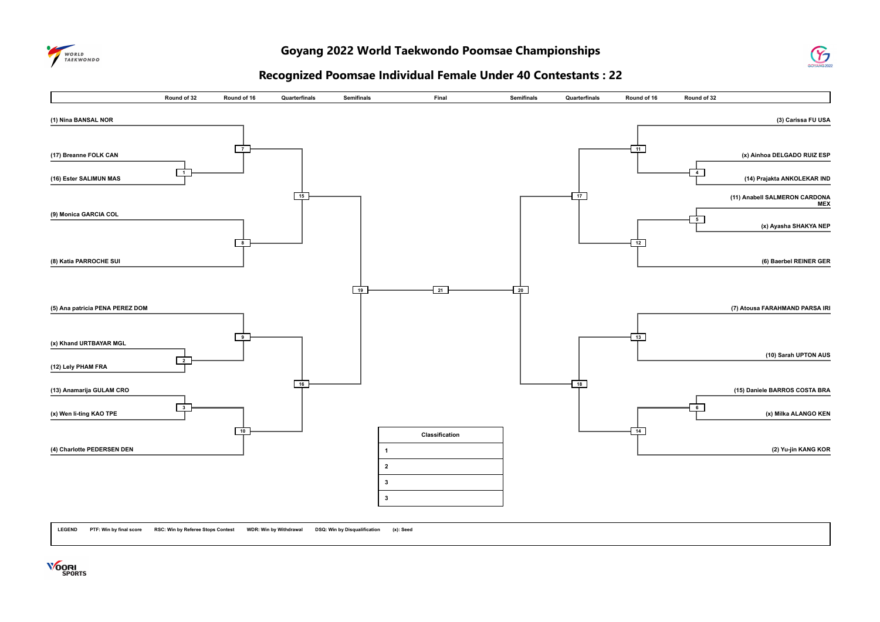# Goyang 2022 World Taekwondo Poomsae Championships

## Recognized Poomsae Individual Female Under 40 Contestants : 22

| Round of 32 | Round of 16 | Quarterfinals | Semifinals | Final | Semifinals | Quarterfinals | Round of 16 | Round of 32 |
|---|---|---|---|---|---|---|---|---|

**Left side**

- (1) Nina BANSAL NOR
- (17) Breanne FOLK CAN
- (16) Ester SALIMUN MAS
- (9) Monica GARCIA COL
- (8) Katia PARROCHE SUI
- (5) Ana patricia PENA PEREZ DOM
- (x) Khand URTBAYAR MGL
- (12) Lely PHAM FRA
- (13) Anamarija GULAM CRO
- (x) Wen li-ting KAO TPE
- (4) Charlotte PEDERSEN DEN

**Right side**

- (3) Carissa FU USA
- (x) Ainhoa DELGADO RUIZ ESP
- (14) Prajakta ANKOLEKAR IND
- (11) Anabell SALMERON CARDONA MEX
- (x) Ayasha SHAKYA NEP
- (6) Baerbel REINER GER
- (7) Atousa FARAHMAND PARSA IRI
- (10) Sarah UPTON AUS
- (15) Daniele BARROS COSTA BRA
- (x) Milka ALANGO KEN
- (2) Yu-jin KANG KOR

**Matches**

- 1: (17) Breanne FOLK CAN vs (16) Ester SALIMUN MAS
- 2: (x) Khand URTBAYAR MGL vs (12) Lely PHAM FRA
- 3: (13) Anamarija GULAM CRO vs (x) Wen li-ting KAO TPE
- 4: (x) Ainhoa DELGADO RUIZ ESP vs (14) Prajakta ANKOLEKAR IND
- 5: (11) Anabell SALMERON CARDONA MEX vs (x) Ayasha SHAKYA NEP
- 6: (15) Daniele BARROS COSTA BRA vs (x) Milka ALANGO KEN
- 7: (1) Nina BANSAL NOR vs winner of 1
- 8: (9) Monica GARCIA COL vs (8) Katia PARROCHE SUI
- 9: (5) Ana patricia PENA PEREZ DOM vs winner of 2
- 10: winner of 3 vs (4) Charlotte PEDERSEN DEN
- 11: (3) Carissa FU USA vs winner of 4
- 12: winner of 5 vs (6) Baerbel REINER GER
- 13: (7) Atousa FARAHMAND PARSA IRI vs (10) Sarah UPTON AUS
- 14: winner of 6 vs (2) Yu-jin KANG KOR
- 15: winner of 7 vs winner of 8
- 16: winner of 9 vs winner of 10
- 17: winner of 11 vs winner of 12
- 18: winner of 13 vs winner of 14
- 19: winner of 15 vs winner of 16
- 20: winner of 17 vs winner of 18
- 21: winner of 19 vs winner of 20

| Classification | |
|---|---|
| 1 | |
| 2 | |
| 3 | |
| 3 | |

**LEGEND** PTF: Win by final score RSC: Win by Referee Stops Contest WDR: Win by Withdrawal DSQ: Win by Disqualification (x): Seed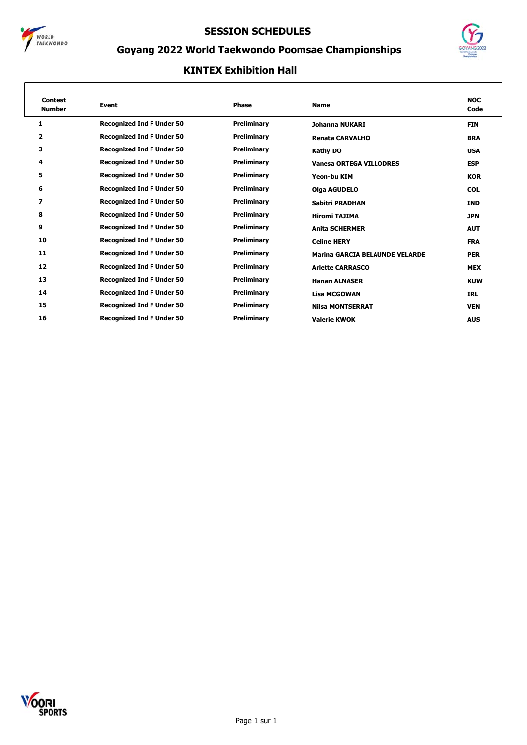# SESSION SCHEDULES

## Goyang 2022 World Taekwondo Poomsae Championships

### KINTEX Exhibition Hall

| Contest Number | Event | Phase | Name | NOC Code |
|---|---|---|---|---|
| 1 | Recognized Ind F Under 50 | Preliminary | Johanna NUKARI | FIN |
| 2 | Recognized Ind F Under 50 | Preliminary | Renata CARVALHO | BRA |
| 3 | Recognized Ind F Under 50 | Preliminary | Kathy DO | USA |
| 4 | Recognized Ind F Under 50 | Preliminary | Vanesa ORTEGA VILLODRES | ESP |
| 5 | Recognized Ind F Under 50 | Preliminary | Yeon-bu KIM | KOR |
| 6 | Recognized Ind F Under 50 | Preliminary | Olga AGUDELO | COL |
| 7 | Recognized Ind F Under 50 | Preliminary | Sabitri PRADHAN | IND |
| 8 | Recognized Ind F Under 50 | Preliminary | Hiromi TAJIMA | JPN |
| 9 | Recognized Ind F Under 50 | Preliminary | Anita SCHERMER | AUT |
| 10 | Recognized Ind F Under 50 | Preliminary | Celine HERY | FRA |
| 11 | Recognized Ind F Under 50 | Preliminary | Marina GARCIA BELAUNDE VELARDE | PER |
| 12 | Recognized Ind F Under 50 | Preliminary | Arlette CARRASCO | MEX |
| 13 | Recognized Ind F Under 50 | Preliminary | Hanan ALNASER | KUW |
| 14 | Recognized Ind F Under 50 | Preliminary | Lisa MCGOWAN | IRL |
| 15 | Recognized Ind F Under 50 | Preliminary | Nilsa MONTSERRAT | VEN |
| 16 | Recognized Ind F Under 50 | Preliminary | Valerie KWOK | AUS |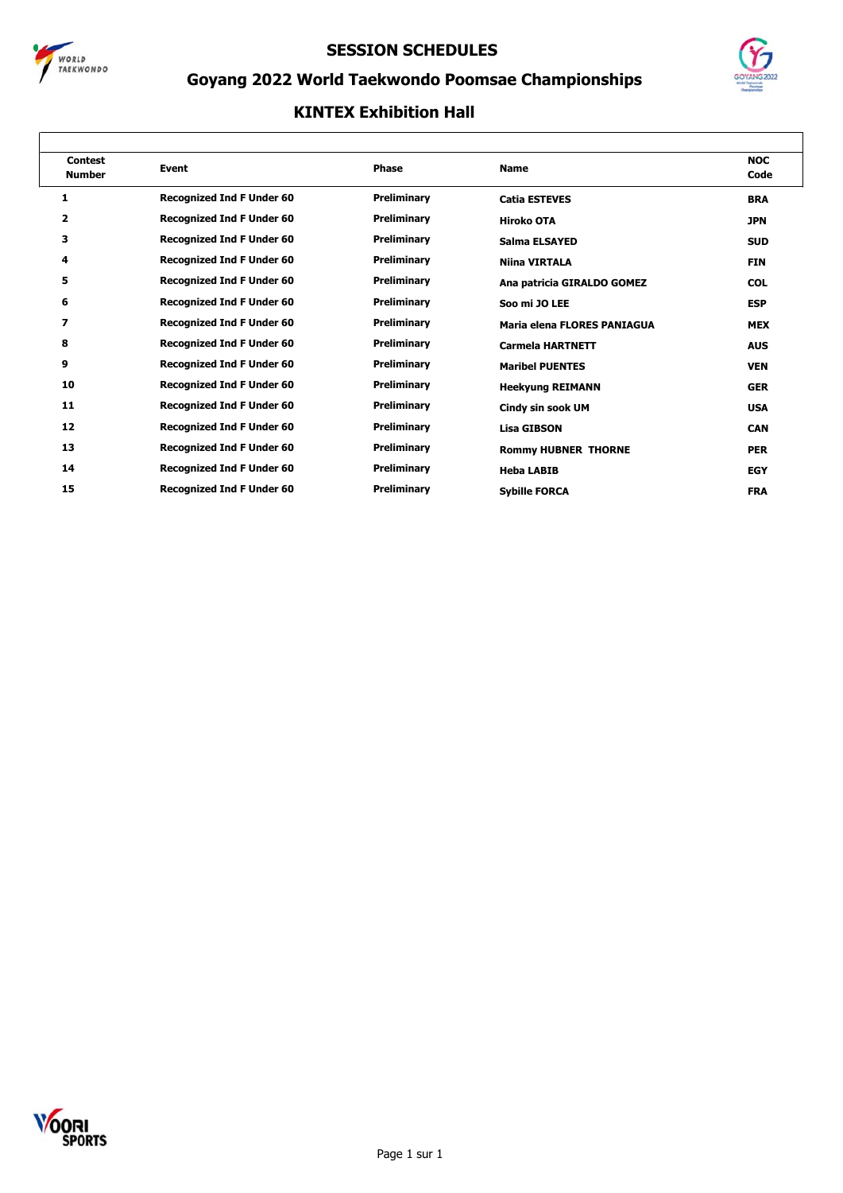# SESSION SCHEDULES

## Goyang 2022 World Taekwondo Poomsae Championships

### KINTEX Exhibition Hall

| Contest Number | Event | Phase | Name | NOC Code |
|---|---|---|---|---|
| 1 | Recognized Ind F Under 60 | Preliminary | Catia ESTEVES | BRA |
| 2 | Recognized Ind F Under 60 | Preliminary | Hiroko OTA | JPN |
| 3 | Recognized Ind F Under 60 | Preliminary | Salma ELSAYED | SUD |
| 4 | Recognized Ind F Under 60 | Preliminary | Niina VIRTALA | FIN |
| 5 | Recognized Ind F Under 60 | Preliminary | Ana patricia GIRALDO GOMEZ | COL |
| 6 | Recognized Ind F Under 60 | Preliminary | Soo mi JO LEE | ESP |
| 7 | Recognized Ind F Under 60 | Preliminary | Maria elena FLORES PANIAGUA | MEX |
| 8 | Recognized Ind F Under 60 | Preliminary | Carmela HARTNETT | AUS |
| 9 | Recognized Ind F Under 60 | Preliminary | Maribel PUENTES | VEN |
| 10 | Recognized Ind F Under 60 | Preliminary | Heekyung REIMANN | GER |
| 11 | Recognized Ind F Under 60 | Preliminary | Cindy sin sook UM | USA |
| 12 | Recognized Ind F Under 60 | Preliminary | Lisa GIBSON | CAN |
| 13 | Recognized Ind F Under 60 | Preliminary | Rommy HUBNER THORNE | PER |
| 14 | Recognized Ind F Under 60 | Preliminary | Heba LABIB | EGY |
| 15 | Recognized Ind F Under 60 | Preliminary | Sybille FORCA | FRA |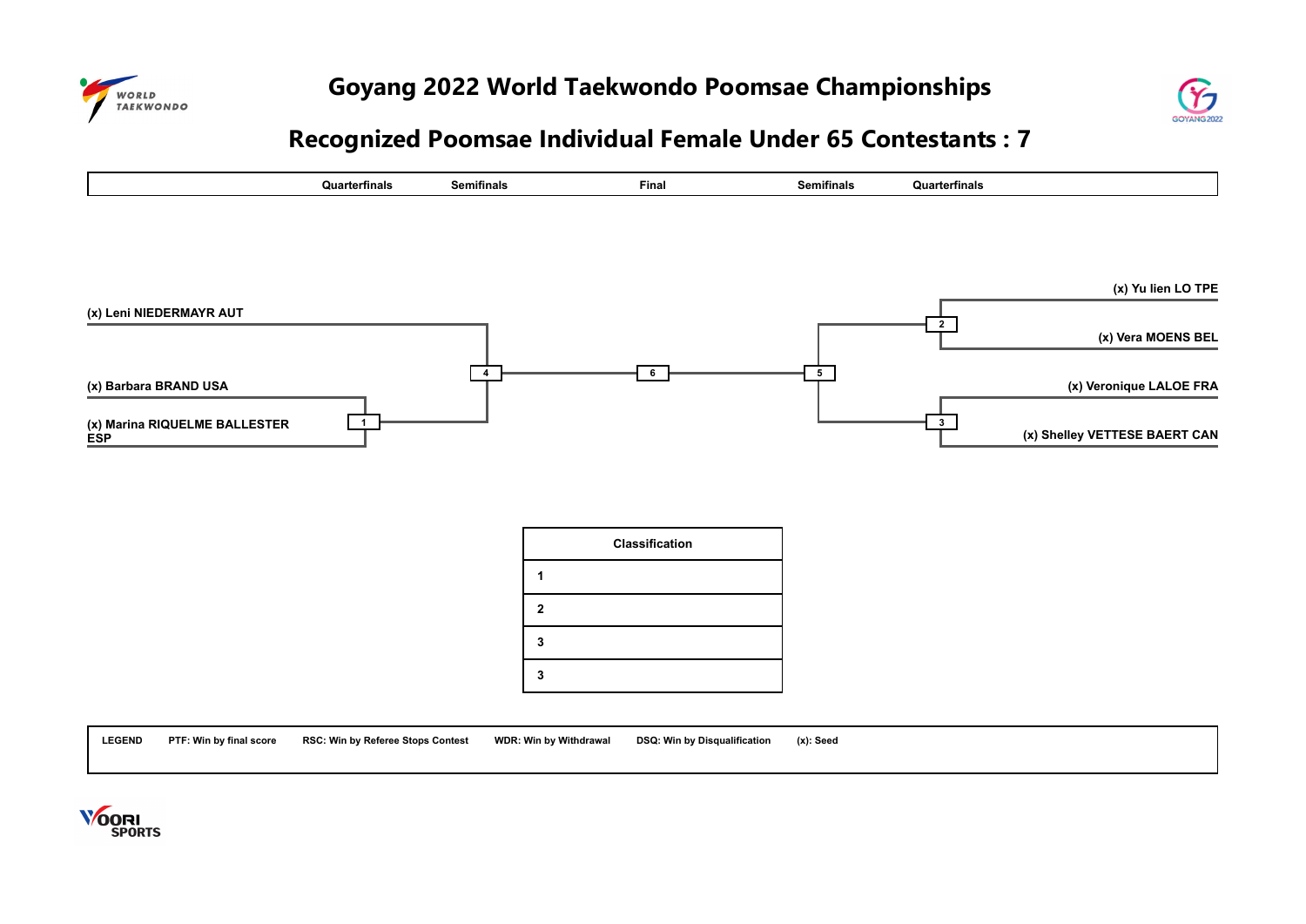# Goyang 2022 World Taekwondo Poomsae Championships

## Recognized Poomsae Individual Female Under 65 Contestants : 7

| Quarterfinals | Semifinals | Final | Semifinals | Quarterfinals |
|---|---|---|---|---|

**Left side:**

- (x) Leni NIEDERMAYR AUT
- (x) Barbara BRAND USA — Match 1 — (x) Marina RIQUELME BALLESTER ESP
- Semifinal: Match 4

**Final:** Match 6

**Right side:**

- (x) Yu lien LO TPE — Match 2 — (x) Vera MOENS BEL
- (x) Veronique LALOE FRA — Match 3 — (x) Shelley VETTESE BAERT CAN
- Semifinal: Match 5

| Classification | |
|---|---|
| 1 | |
| 2 | |
| 3 | |
| 3 | |

**LEGEND** PTF: Win by final score RSC: Win by Referee Stops Contest WDR: Win by Withdrawal DSQ: Win by Disqualification (x): Seed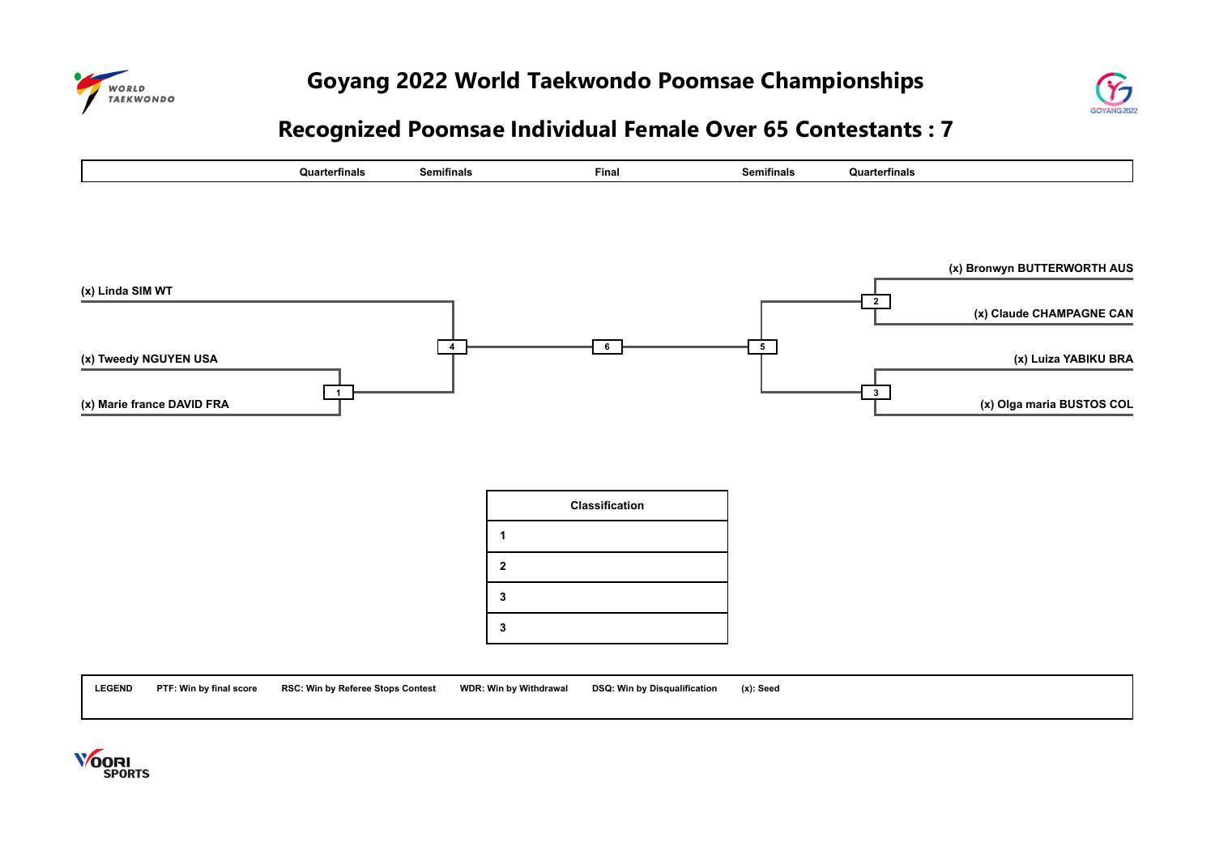# Goyang 2022 World Taekwondo Poomsae Championships

## Recognized Poomsae Individual Female Over 65 Contestants : 7

| Quarterfinals | Semifinals | Final | Semifinals | Quarterfinals |
|---|---|---|---|---|

(x) Linda SIM WT

(x) Tweedy NGUYEN USA

(x) Marie france DAVID FRA

1

4

6

5

2

3

(x) Bronwyn BUTTERWORTH AUS

(x) Claude CHAMPAGNE CAN

(x) Luiza YABIKU BRA

(x) Olga maria BUSTOS COL

| Classification | |
|---|---|
| 1 | |
| 2 | |
| 3 | |
| 3 | |

LEGEND PTF: Win by final score RSC: Win by Referee Stops Contest WDR: Win by Withdrawal DSQ: Win by Disqualification (x): Seed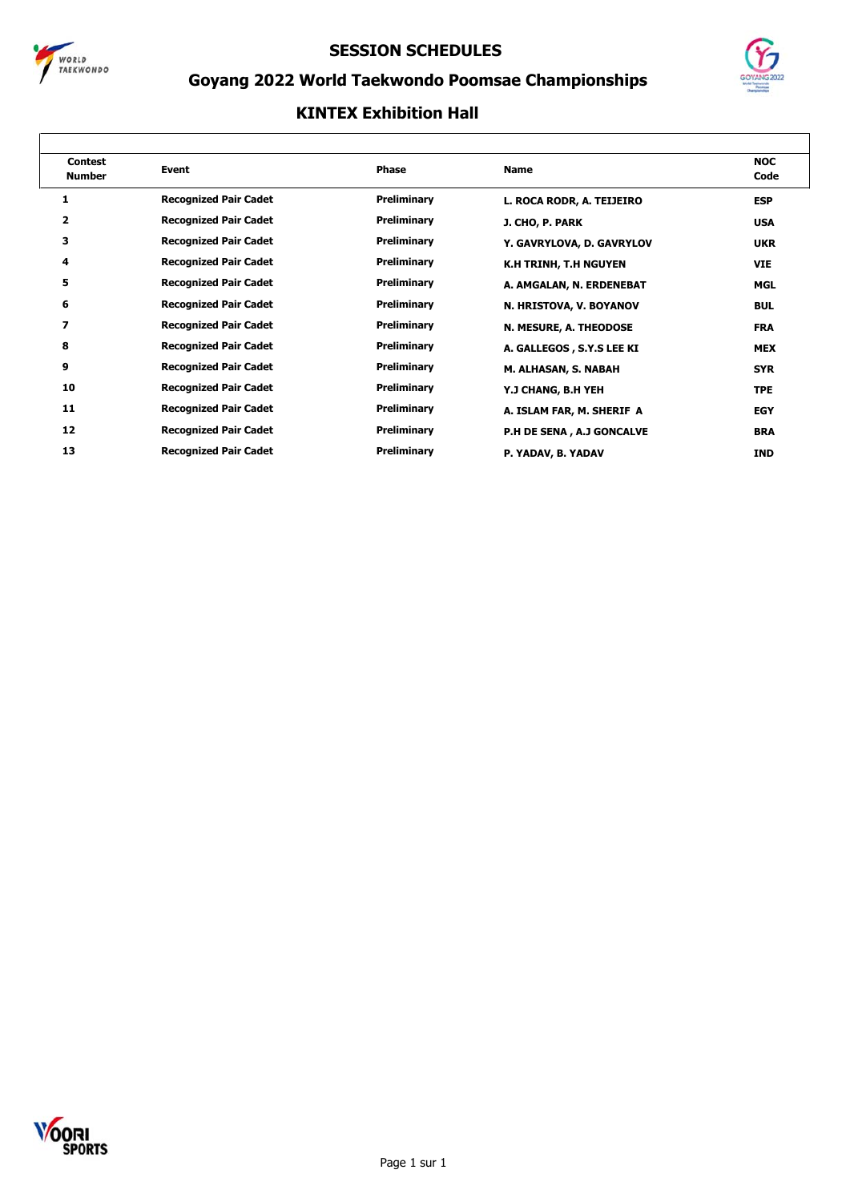# SESSION SCHEDULES

## Goyang 2022 World Taekwondo Poomsae Championships

### KINTEX Exhibition Hall

| Contest Number | Event | Phase | Name | NOC Code |
|---|---|---|---|---|
| 1 | Recognized Pair Cadet | Preliminary | L. ROCA RODR, A. TEIJEIRO | ESP |
| 2 | Recognized Pair Cadet | Preliminary | J. CHO, P. PARK | USA |
| 3 | Recognized Pair Cadet | Preliminary | Y. GAVRYLOVA, D. GAVRYLOV | UKR |
| 4 | Recognized Pair Cadet | Preliminary | K.H TRINH, T.H NGUYEN | VIE |
| 5 | Recognized Pair Cadet | Preliminary | A. AMGALAN, N. ERDENEBAT | MGL |
| 6 | Recognized Pair Cadet | Preliminary | N. HRISTOVA, V. BOYANOV | BUL |
| 7 | Recognized Pair Cadet | Preliminary | N. MESURE, A. THEODOSE | FRA |
| 8 | Recognized Pair Cadet | Preliminary | A. GALLEGOS , S.Y.S LEE KI | MEX |
| 9 | Recognized Pair Cadet | Preliminary | M. ALHASAN, S. NABAH | SYR |
| 10 | Recognized Pair Cadet | Preliminary | Y.J CHANG, B.H YEH | TPE |
| 11 | Recognized Pair Cadet | Preliminary | A. ISLAM FAR, M. SHERIF A | EGY |
| 12 | Recognized Pair Cadet | Preliminary | P.H DE SENA , A.J GONCALVE | BRA |
| 13 | Recognized Pair Cadet | Preliminary | P. YADAV, B. YADAV | IND |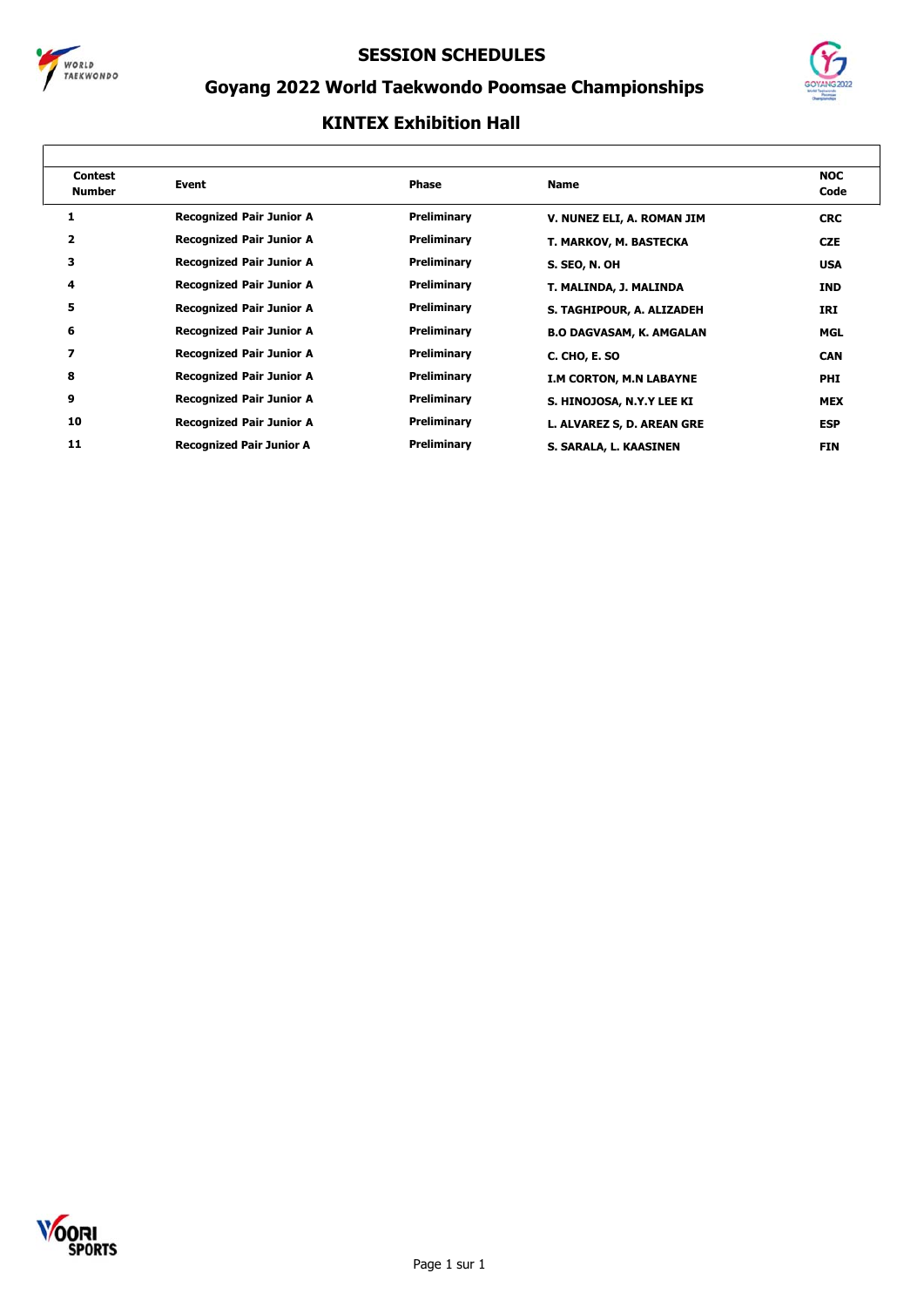# SESSION SCHEDULES

## Goyang 2022 World Taekwondo Poomsae Championships

### KINTEX Exhibition Hall

| Contest Number | Event | Phase | Name | NOC Code |
|---|---|---|---|---|
| 1 | Recognized Pair Junior A | Preliminary | V. NUNEZ ELI, A. ROMAN JIM | CRC |
| 2 | Recognized Pair Junior A | Preliminary | T. MARKOV, M. BASTECKA | CZE |
| 3 | Recognized Pair Junior A | Preliminary | S. SEO, N. OH | USA |
| 4 | Recognized Pair Junior A | Preliminary | T. MALINDA, J. MALINDA | IND |
| 5 | Recognized Pair Junior A | Preliminary | S. TAGHIPOUR, A. ALIZADEH | IRI |
| 6 | Recognized Pair Junior A | Preliminary | B.O DAGVASAM, K. AMGALAN | MGL |
| 7 | Recognized Pair Junior A | Preliminary | C. CHO, E. SO | CAN |
| 8 | Recognized Pair Junior A | Preliminary | I.M CORTON, M.N LABAYNE | PHI |
| 9 | Recognized Pair Junior A | Preliminary | S. HINOJOSA, N.Y.Y LEE KI | MEX |
| 10 | Recognized Pair Junior A | Preliminary | L. ALVAREZ S, D. AREAN GRE | ESP |
| 11 | Recognized Pair Junior A | Preliminary | S. SARALA, L. KAASINEN | FIN |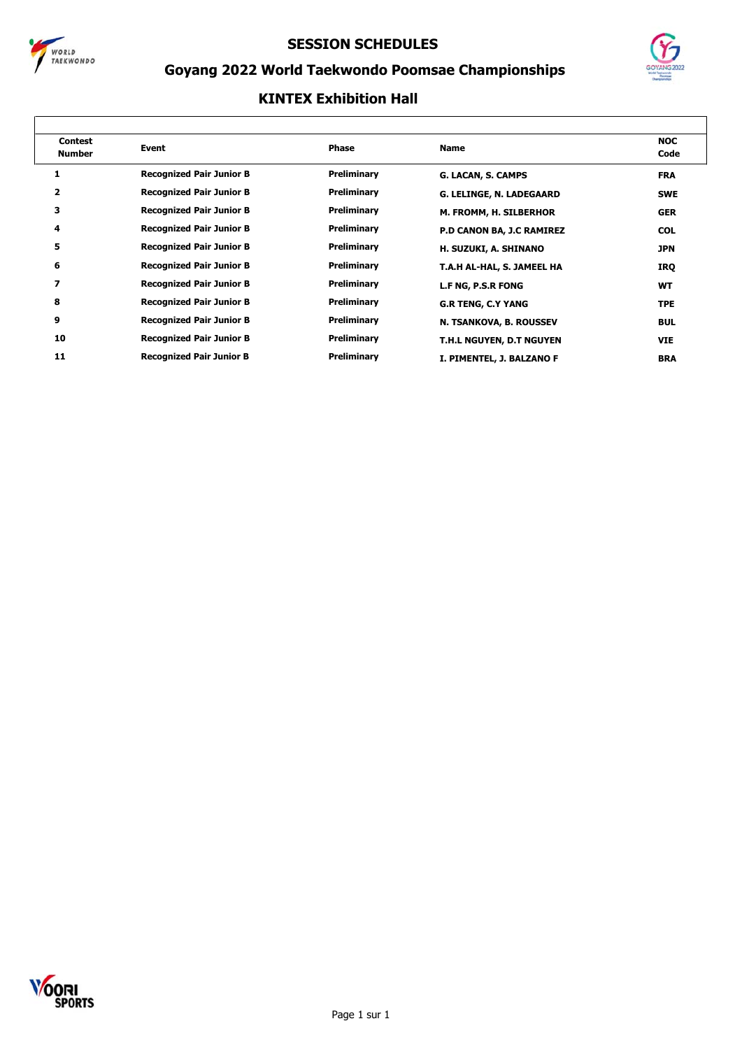# SESSION SCHEDULES

## Goyang 2022 World Taekwondo Poomsae Championships

### KINTEX Exhibition Hall

| Contest Number | Event | Phase | Name | NOC Code |
|---|---|---|---|---|
| 1 | Recognized Pair Junior B | Preliminary | G. LACAN, S. CAMPS | FRA |
| 2 | Recognized Pair Junior B | Preliminary | G. LELINGE, N. LADEGAARD | SWE |
| 3 | Recognized Pair Junior B | Preliminary | M. FROMM, H. SILBERHOR | GER |
| 4 | Recognized Pair Junior B | Preliminary | P.D CANON BA, J.C RAMIREZ | COL |
| 5 | Recognized Pair Junior B | Preliminary | H. SUZUKI, A. SHINANO | JPN |
| 6 | Recognized Pair Junior B | Preliminary | T.A.H AL-HAL, S. JAMEEL HA | IRQ |
| 7 | Recognized Pair Junior B | Preliminary | L.F NG, P.S.R FONG | WT |
| 8 | Recognized Pair Junior B | Preliminary | G.R TENG, C.Y YANG | TPE |
| 9 | Recognized Pair Junior B | Preliminary | N. TSANKOVA, B. ROUSSEV | BUL |
| 10 | Recognized Pair Junior B | Preliminary | T.H.L NGUYEN, D.T NGUYEN | VIE |
| 11 | Recognized Pair Junior B | Preliminary | I. PIMENTEL, J. BALZANO F | BRA |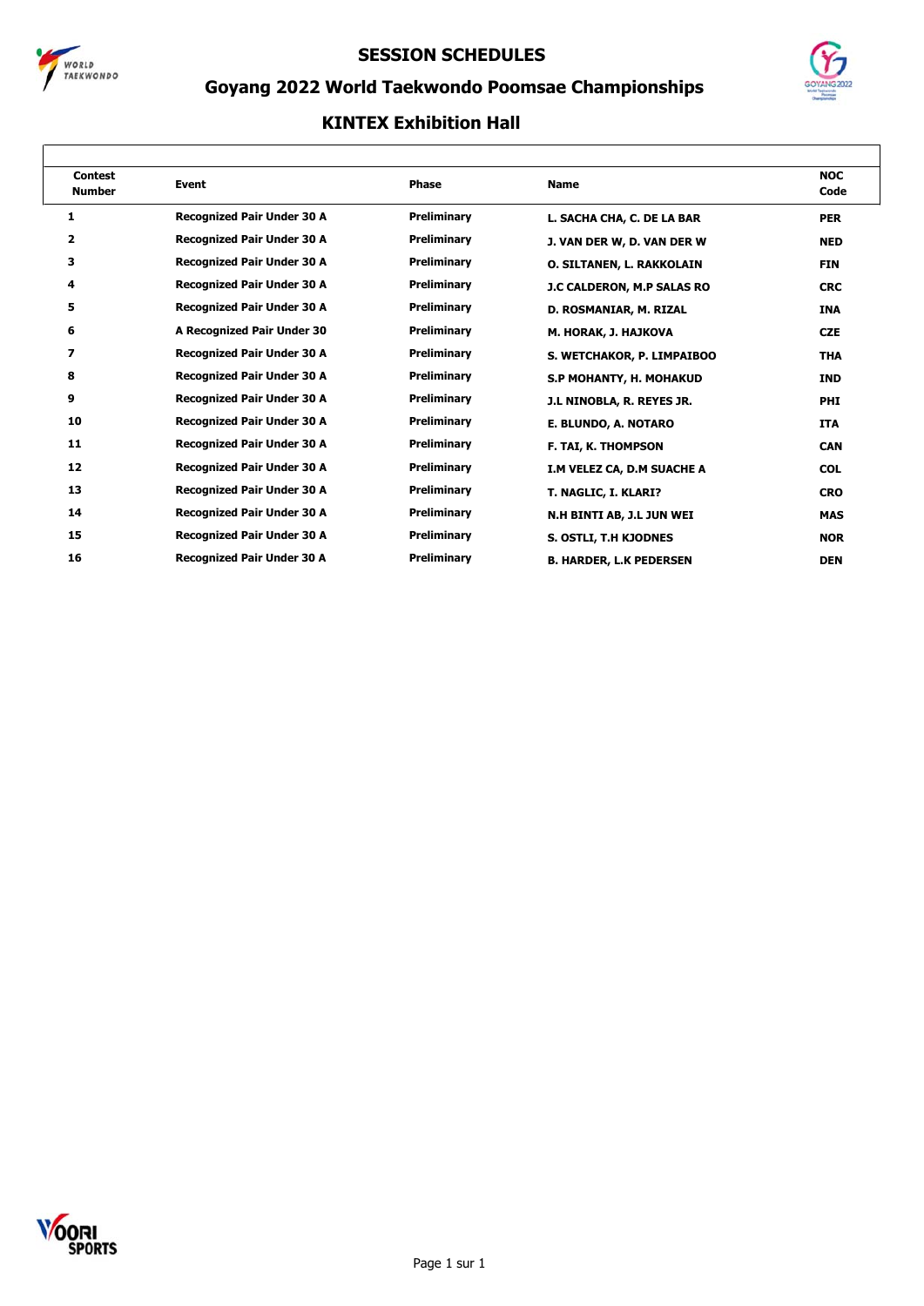# SESSION SCHEDULES

## Goyang 2022 World Taekwondo Poomsae Championships

### KINTEX Exhibition Hall

| Contest Number | Event | Phase | Name | NOC Code |
|---|---|---|---|---|
| 1 | Recognized Pair Under 30 A | Preliminary | L. SACHA CHA, C. DE LA BAR | PER |
| 2 | Recognized Pair Under 30 A | Preliminary | J. VAN DER W, D. VAN DER W | NED |
| 3 | Recognized Pair Under 30 A | Preliminary | O. SILTANEN, L. RAKKOLAIN | FIN |
| 4 | Recognized Pair Under 30 A | Preliminary | J.C CALDERON, M.P SALAS RO | CRC |
| 5 | Recognized Pair Under 30 A | Preliminary | D. ROSMANIAR, M. RIZAL | INA |
| 6 | A Recognized Pair Under 30 | Preliminary | M. HORAK, J. HAJKOVA | CZE |
| 7 | Recognized Pair Under 30 A | Preliminary | S. WETCHAKOR, P. LIMPAIBOO | THA |
| 8 | Recognized Pair Under 30 A | Preliminary | S.P MOHANTY, H. MOHAKUD | IND |
| 9 | Recognized Pair Under 30 A | Preliminary | J.L NINOBLA, R. REYES JR. | PHI |
| 10 | Recognized Pair Under 30 A | Preliminary | E. BLUNDO, A. NOTARO | ITA |
| 11 | Recognized Pair Under 30 A | Preliminary | F. TAI, K. THOMPSON | CAN |
| 12 | Recognized Pair Under 30 A | Preliminary | I.M VELEZ CA, D.M SUACHE A | COL |
| 13 | Recognized Pair Under 30 A | Preliminary | T. NAGLIC, I. KLARI? | CRO |
| 14 | Recognized Pair Under 30 A | Preliminary | N.H BINTI AB, J.L JUN WEI | MAS |
| 15 | Recognized Pair Under 30 A | Preliminary | S. OSTLI, T.H KJODNES | NOR |
| 16 | Recognized Pair Under 30 A | Preliminary | B. HARDER, L.K PEDERSEN | DEN |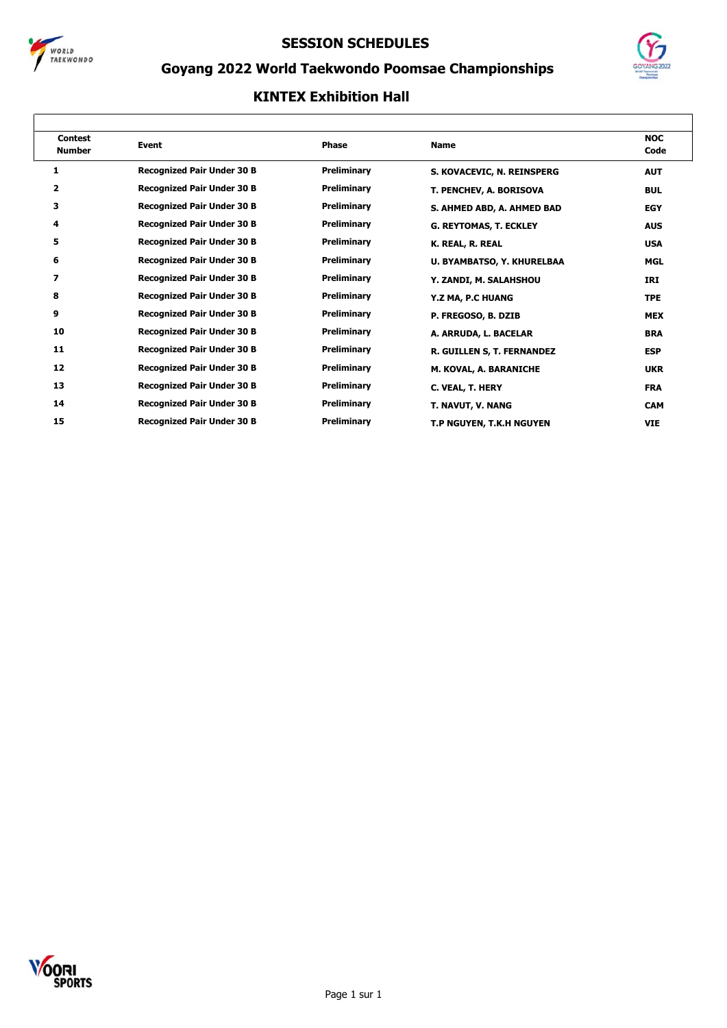# SESSION SCHEDULES

## Goyang 2022 World Taekwondo Poomsae Championships

### KINTEX Exhibition Hall

| Contest Number | Event | Phase | Name | NOC Code |
|---|---|---|---|---|
| 1 | Recognized Pair Under 30 B | Preliminary | S. KOVACEVIC, N. REINSPERG | AUT |
| 2 | Recognized Pair Under 30 B | Preliminary | T. PENCHEV, A. BORISOVA | BUL |
| 3 | Recognized Pair Under 30 B | Preliminary | S. AHMED ABD, A. AHMED BAD | EGY |
| 4 | Recognized Pair Under 30 B | Preliminary | G. REYTOMAS, T. ECKLEY | AUS |
| 5 | Recognized Pair Under 30 B | Preliminary | K. REAL, R. REAL | USA |
| 6 | Recognized Pair Under 30 B | Preliminary | U. BYAMBATSO, Y. KHURELBAA | MGL |
| 7 | Recognized Pair Under 30 B | Preliminary | Y. ZANDI, M. SALAHSHOU | IRI |
| 8 | Recognized Pair Under 30 B | Preliminary | Y.Z MA, P.C HUANG | TPE |
| 9 | Recognized Pair Under 30 B | Preliminary | P. FREGOSO, B. DZIB | MEX |
| 10 | Recognized Pair Under 30 B | Preliminary | A. ARRUDA, L. BACELAR | BRA |
| 11 | Recognized Pair Under 30 B | Preliminary | R. GUILLEN S, T. FERNANDEZ | ESP |
| 12 | Recognized Pair Under 30 B | Preliminary | M. KOVAL, A. BARANICHE | UKR |
| 13 | Recognized Pair Under 30 B | Preliminary | C. VEAL, T. HERY | FRA |
| 14 | Recognized Pair Under 30 B | Preliminary | T. NAVUT, V. NANG | CAM |
| 15 | Recognized Pair Under 30 B | Preliminary | T.P NGUYEN, T.K.H NGUYEN | VIE |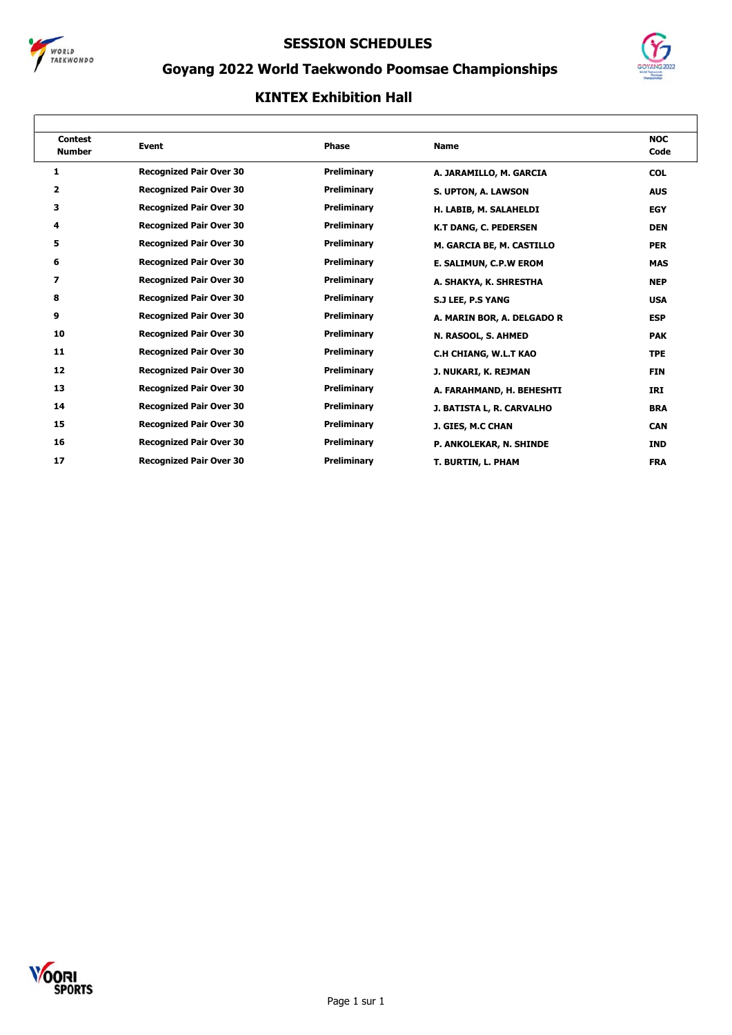# SESSION SCHEDULES

## Goyang 2022 World Taekwondo Poomsae Championships

### KINTEX Exhibition Hall

| Contest Number | Event | Phase | Name | NOC Code |
|---|---|---|---|---|
| 1 | Recognized Pair Over 30 | Preliminary | A. JARAMILLO, M. GARCIA | COL |
| 2 | Recognized Pair Over 30 | Preliminary | S. UPTON, A. LAWSON | AUS |
| 3 | Recognized Pair Over 30 | Preliminary | H. LABIB, M. SALAHELDI | EGY |
| 4 | Recognized Pair Over 30 | Preliminary | K.T DANG, C. PEDERSEN | DEN |
| 5 | Recognized Pair Over 30 | Preliminary | M. GARCIA BE, M. CASTILLO | PER |
| 6 | Recognized Pair Over 30 | Preliminary | E. SALIMUN, C.P.W EROM | MAS |
| 7 | Recognized Pair Over 30 | Preliminary | A. SHAKYA, K. SHRESTHA | NEP |
| 8 | Recognized Pair Over 30 | Preliminary | S.J LEE, P.S YANG | USA |
| 9 | Recognized Pair Over 30 | Preliminary | A. MARIN BOR, A. DELGADO R | ESP |
| 10 | Recognized Pair Over 30 | Preliminary | N. RASOOL, S. AHMED | PAK |
| 11 | Recognized Pair Over 30 | Preliminary | C.H CHIANG, W.L.T KAO | TPE |
| 12 | Recognized Pair Over 30 | Preliminary | J. NUKARI, K. REJMAN | FIN |
| 13 | Recognized Pair Over 30 | Preliminary | A. FARAHMAND, H. BEHESHTI | IRI |
| 14 | Recognized Pair Over 30 | Preliminary | J. BATISTA L, R. CARVALHO | BRA |
| 15 | Recognized Pair Over 30 | Preliminary | J. GIES, M.C CHAN | CAN |
| 16 | Recognized Pair Over 30 | Preliminary | P. ANKOLEKAR, N. SHINDE | IND |
| 17 | Recognized Pair Over 30 | Preliminary | T. BURTIN, L. PHAM | FRA |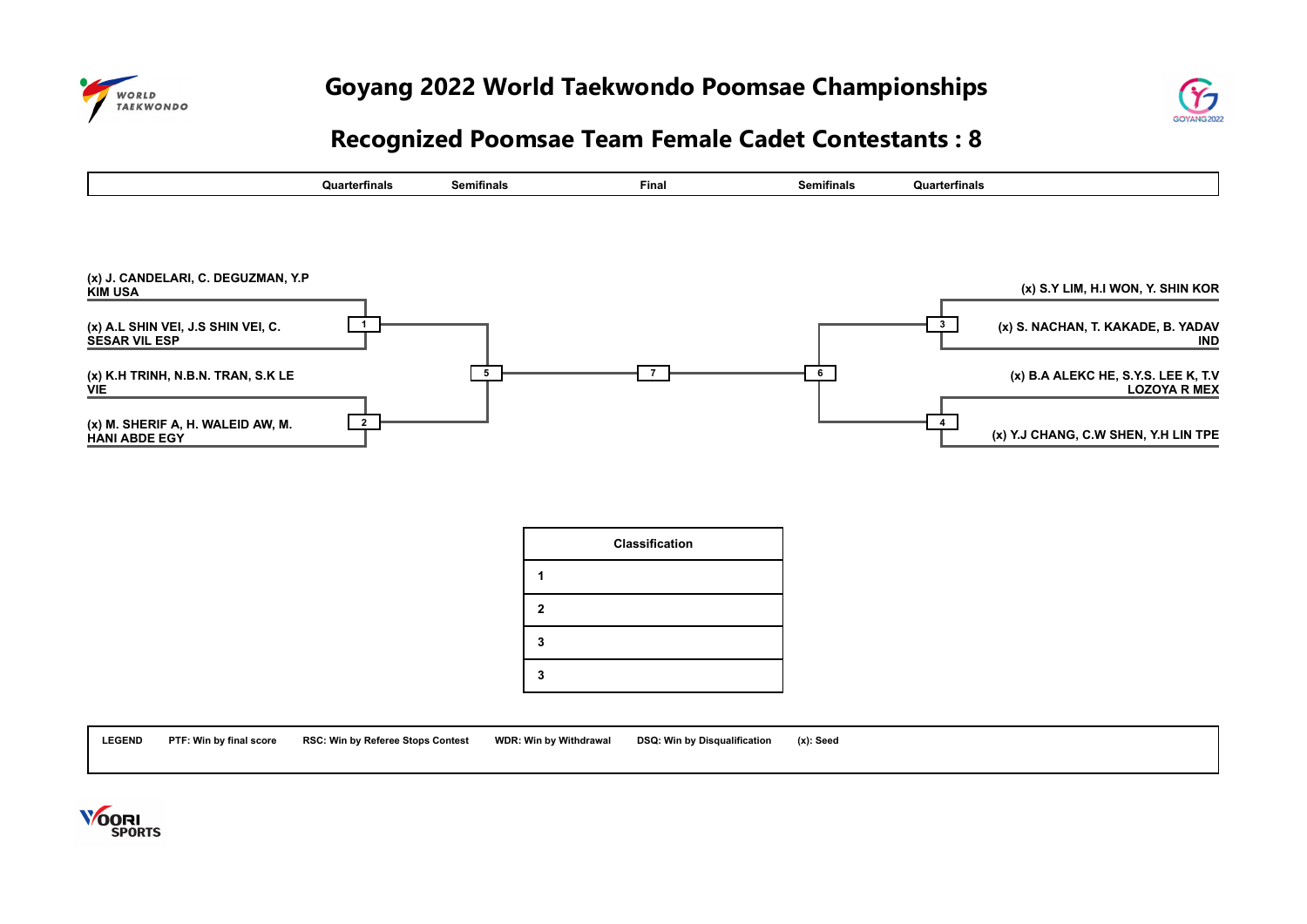# Goyang 2022 World Taekwondo Poomsae Championships

## Recognized Poomsae Team Female Cadet Contestants : 8

| Quarterfinals | Semifinals | Final | Semifinals | Quarterfinals |
|---|---|---|---|---|

**Match 1:**
- (x) J. CANDELARI, C. DEGUZMAN, Y.P KIM USA
- (x) A.L SHIN VEI, J.S SHIN VEI, C. SESAR VIL ESP

**Match 2:**
- (x) K.H TRINH, N.B.N. TRAN, S.K LE VIE
- (x) M. SHERIF A, H. WALEID AW, M. HANI ABDE EGY

**Match 3:**
- (x) S.Y LIM, H.I WON, Y. SHIN KOR
- (x) S. NACHAN, T. KAKADE, B. YADAV IND

**Match 4:**
- (x) B.A ALEKC HE, S.Y.S. LEE K, T.V LOZOYA R MEX
- (x) Y.J CHANG, C.W SHEN, Y.H LIN TPE

**Match 5:** Winner of 1 vs Winner of 2

**Match 6:** Winner of 3 vs Winner of 4

**Match 7 (Final):** Winner of 5 vs Winner of 6

| Classification | |
|---|---|
| 1 | |
| 2 | |
| 3 | |
| 3 | |

**LEGEND** PTF: Win by final score RSC: Win by Referee Stops Contest WDR: Win by Withdrawal DSQ: Win by Disqualification (x): Seed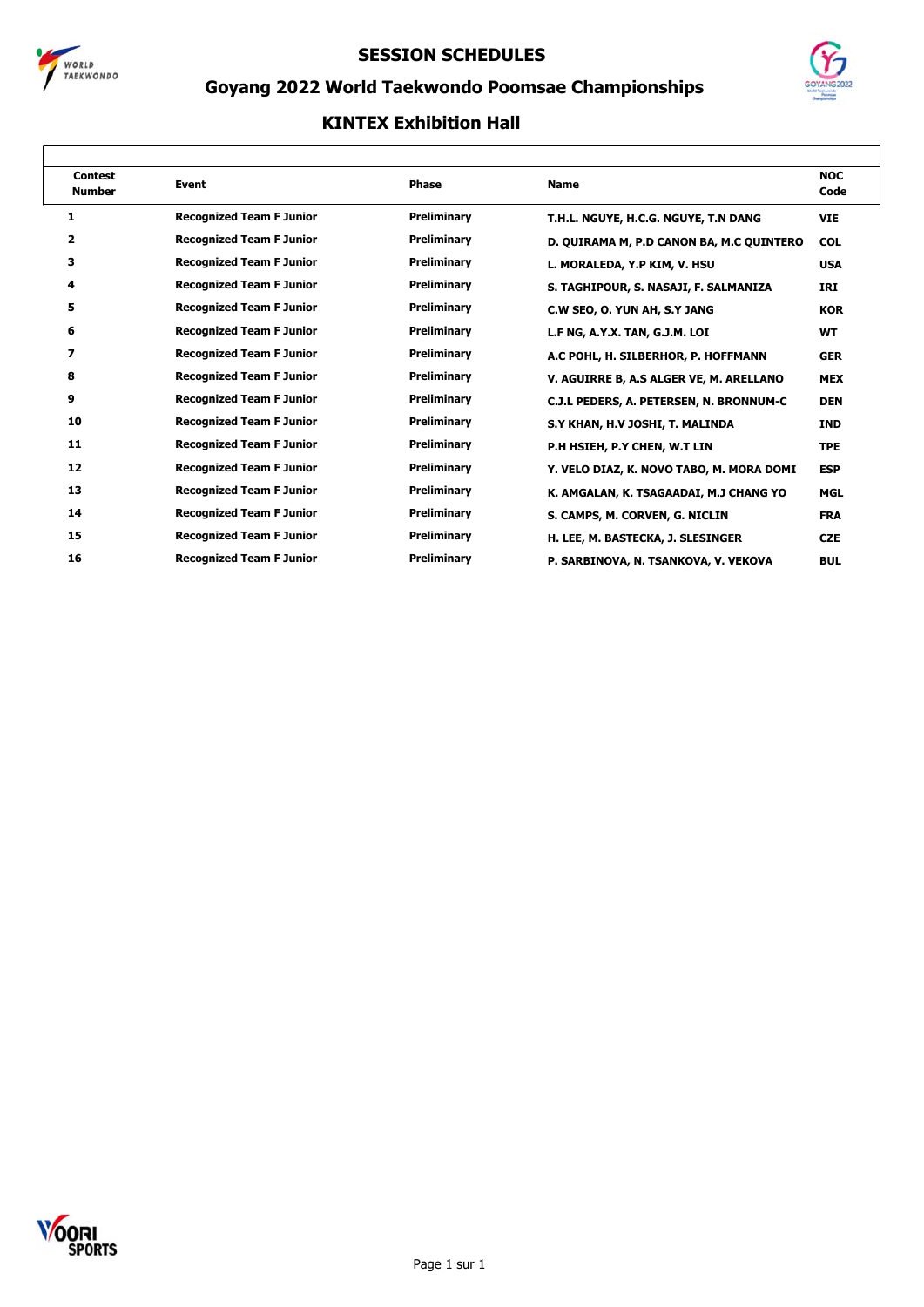# SESSION SCHEDULES

## Goyang 2022 World Taekwondo Poomsae Championships

### KINTEX Exhibition Hall

| Contest Number | Event | Phase | Name | NOC Code |
|---|---|---|---|---|
| 1 | Recognized Team F Junior | Preliminary | T.H.L. NGUYE, H.C.G. NGUYE, T.N DANG | VIE |
| 2 | Recognized Team F Junior | Preliminary | D. QUIRAMA M, P.D CANON BA, M.C QUINTERO | COL |
| 3 | Recognized Team F Junior | Preliminary | L. MORALEDA, Y.P KIM, V. HSU | USA |
| 4 | Recognized Team F Junior | Preliminary | S. TAGHIPOUR, S. NASAJI, F. SALMANIZA | IRI |
| 5 | Recognized Team F Junior | Preliminary | C.W SEO, O. YUN AH, S.Y JANG | KOR |
| 6 | Recognized Team F Junior | Preliminary | L.F NG, A.Y.X. TAN, G.J.M. LOI | WT |
| 7 | Recognized Team F Junior | Preliminary | A.C POHL, H. SILBERHOR, P. HOFFMANN | GER |
| 8 | Recognized Team F Junior | Preliminary | V. AGUIRRE B, A.S ALGER VE, M. ARELLANO | MEX |
| 9 | Recognized Team F Junior | Preliminary | C.J.L PEDERS, A. PETERSEN, N. BRONNUM-C | DEN |
| 10 | Recognized Team F Junior | Preliminary | S.Y KHAN, H.V JOSHI, T. MALINDA | IND |
| 11 | Recognized Team F Junior | Preliminary | P.H HSIEH, P.Y CHEN, W.T LIN | TPE |
| 12 | Recognized Team F Junior | Preliminary | Y. VELO DIAZ, K. NOVO TABO, M. MORA DOMI | ESP |
| 13 | Recognized Team F Junior | Preliminary | K. AMGALAN, K. TSAGAADAI, M.J CHANG YO | MGL |
| 14 | Recognized Team F Junior | Preliminary | S. CAMPS, M. CORVEN, G. NICLIN | FRA |
| 15 | Recognized Team F Junior | Preliminary | H. LEE, M. BASTECKA, J. SLESINGER | CZE |
| 16 | Recognized Team F Junior | Preliminary | P. SARBINOVA, N. TSANKOVA, V. VEKOVA | BUL |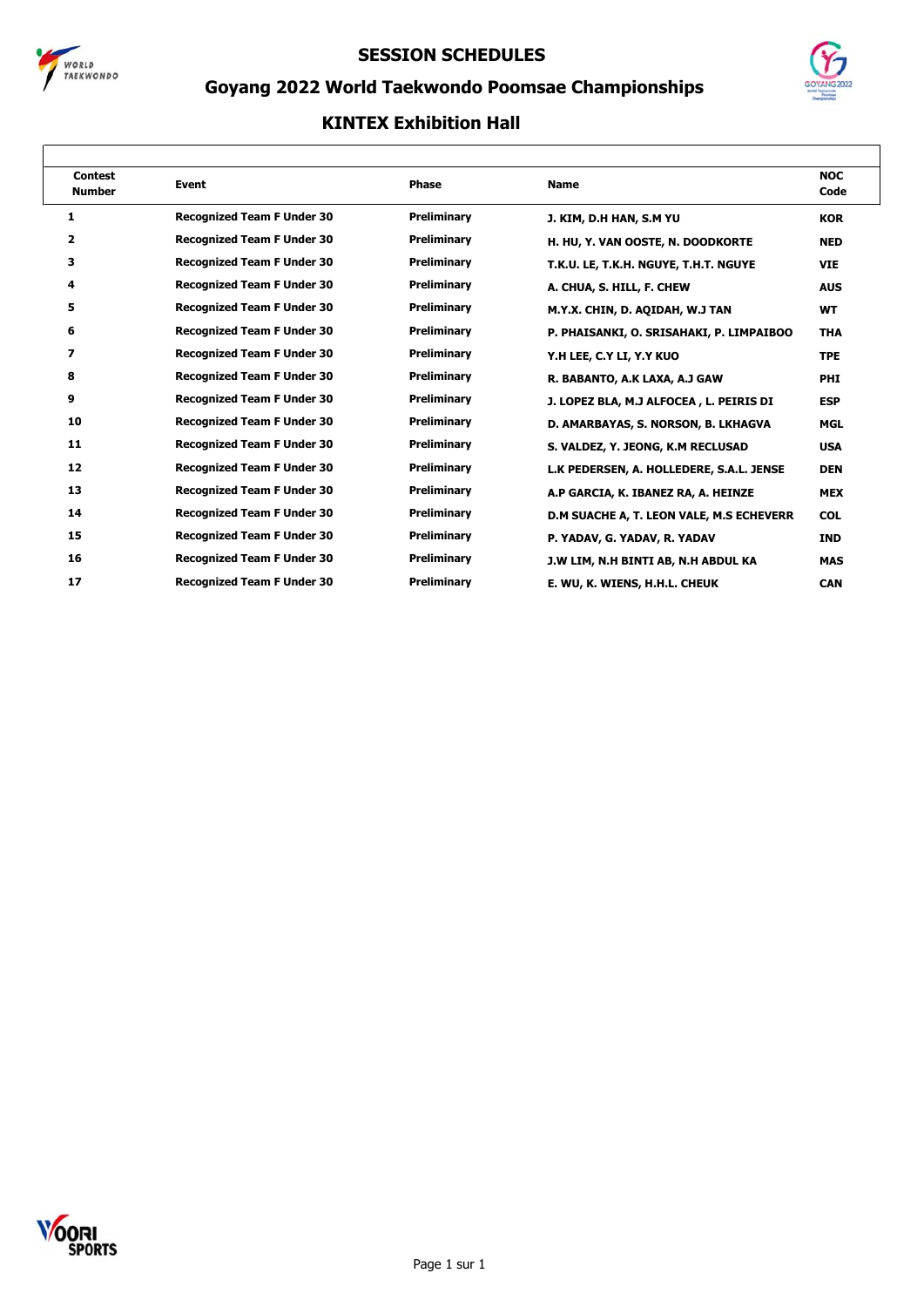# SESSION SCHEDULES

## Goyang 2022 World Taekwondo Poomsae Championships

### KINTEX Exhibition Hall

| Contest Number | Event | Phase | Name | NOC Code |
|---|---|---|---|---|
| 1 | Recognized Team F Under 30 | Preliminary | J. KIM, D.H HAN, S.M YU | KOR |
| 2 | Recognized Team F Under 30 | Preliminary | H. HU, Y. VAN OOSTE, N. DOODKORTE | NED |
| 3 | Recognized Team F Under 30 | Preliminary | T.K.U. LE, T.K.H. NGUYE, T.H.T. NGUYE | VIE |
| 4 | Recognized Team F Under 30 | Preliminary | A. CHUA, S. HILL, F. CHEW | AUS |
| 5 | Recognized Team F Under 30 | Preliminary | M.Y.X. CHIN, D. AQIDAH, W.J TAN | WT |
| 6 | Recognized Team F Under 30 | Preliminary | P. PHAISANKI, O. SRISAHAKI, P. LIMPAIBOO | THA |
| 7 | Recognized Team F Under 30 | Preliminary | Y.H LEE, C.Y LI, Y.Y KUO | TPE |
| 8 | Recognized Team F Under 30 | Preliminary | R. BABANTO, A.K LAXA, A.J GAW | PHI |
| 9 | Recognized Team F Under 30 | Preliminary | J. LOPEZ BLA, M.J ALFOCEA , L. PEIRIS DI | ESP |
| 10 | Recognized Team F Under 30 | Preliminary | D. AMARBAYAS, S. NORSON, B. LKHAGVA | MGL |
| 11 | Recognized Team F Under 30 | Preliminary | S. VALDEZ, Y. JEONG, K.M RECLUSAD | USA |
| 12 | Recognized Team F Under 30 | Preliminary | L.K PEDERSEN, A. HOLLEDERE, S.A.L. JENSE | DEN |
| 13 | Recognized Team F Under 30 | Preliminary | A.P GARCIA, K. IBANEZ RA, A. HEINZE | MEX |
| 14 | Recognized Team F Under 30 | Preliminary | D.M SUACHE A, T. LEON VALE, M.S ECHEVERR | COL |
| 15 | Recognized Team F Under 30 | Preliminary | P. YADAV, G. YADAV, R. YADAV | IND |
| 16 | Recognized Team F Under 30 | Preliminary | J.W LIM, N.H BINTI AB, N.H ABDUL KA | MAS |
| 17 | Recognized Team F Under 30 | Preliminary | E. WU, K. WIENS, H.H.L. CHEUK | CAN |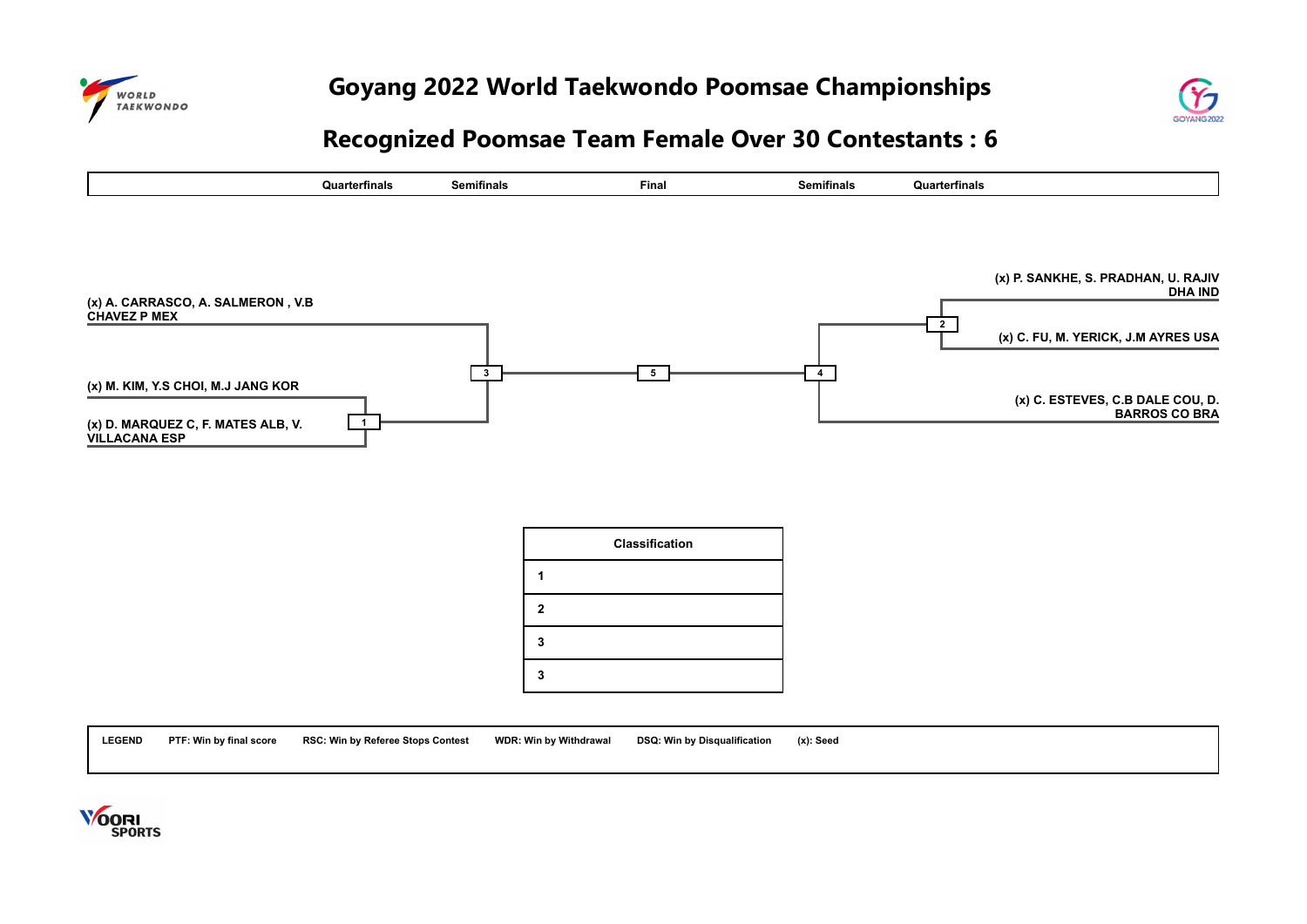# Goyang 2022 World Taekwondo Poomsae Championships

## Recognized Poomsae Team Female Over 30 Contestants : 6

| Quarterfinals | Semifinals | Final | Semifinals | Quarterfinals |
|---|---|---|---|---|

(x) A. CARRASCO, A. SALMERON , V.B CHAVEZ P MEX

(x) M. KIM, Y.S CHOI, M.J JANG KOR

1

(x) D. MARQUEZ C, F. MATES ALB, V. VILLACANA ESP

3

5

4

(x) P. SANKHE, S. PRADHAN, U. RAJIV DHA IND

2

(x) C. FU, M. YERICK, J.M AYRES USA

(x) C. ESTEVES, C.B DALE COU, D. BARROS CO BRA

| Classification | |
|---|---|
| 1 | |
| 2 | |
| 3 | |
| 3 | |

**LEGEND** **PTF: Win by final score** **RSC: Win by Referee Stops Contest** **WDR: Win by Withdrawal** **DSQ: Win by Disqualification** **(x): Seed**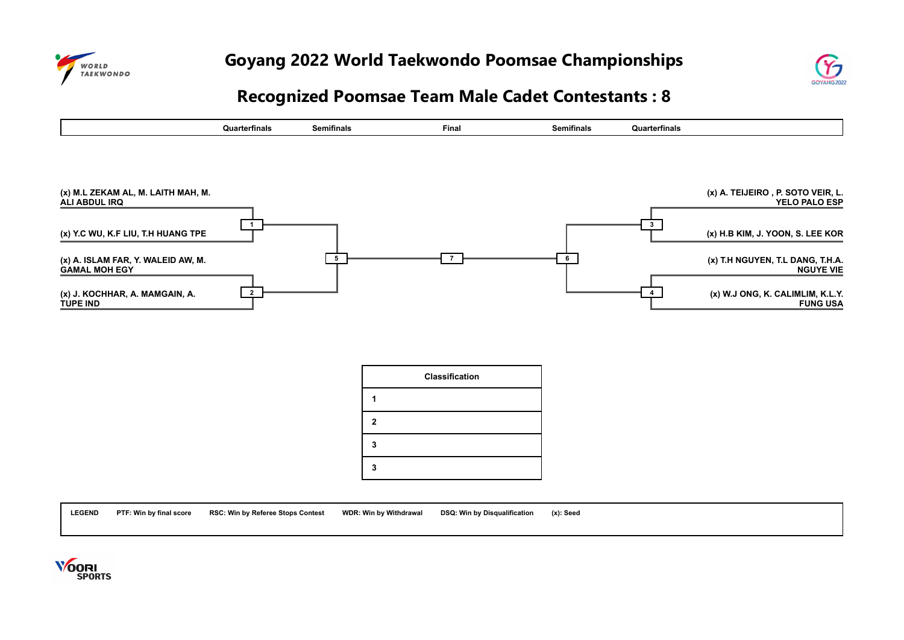# Goyang 2022 World Taekwondo Poomsae Championships

## Recognized Poomsae Team Male Cadet Contestants : 8

| Quarterfinals | Semifinals | Final | Semifinals | Quarterfinals |
|---|---|---|---|---|

**Match 1:**
- (x) M.L ZEKAM AL, M. LAITH MAH, M. ALI ABDUL IRQ
- (x) Y.C WU, K.F LIU, T.H HUANG TPE

**Match 2:**
- (x) A. ISLAM FAR, Y. WALEID AW, M. GAMAL MOH EGY
- (x) J. KOCHHAR, A. MAMGAIN, A. TUPE IND

**Match 3:**
- (x) A. TEIJEIRO , P. SOTO VEIR, L. YELO PALO ESP
- (x) H.B KIM, J. YOON, S. LEE KOR

**Match 4:**
- (x) T.H NGUYEN, T.L DANG, T.H.A. NGUYE VIE
- (x) W.J ONG, K. CALIMLIM, K.L.Y. FUNG USA

**Match 5:** Winner of 1 vs Winner of 2

**Match 6:** Winner of 3 vs Winner of 4

**Match 7 (Final):** Winner of 5 vs Winner of 6

| Classification | |
|---|---|
| 1 | |
| 2 | |
| 3 | |
| 3 | |

**LEGEND** PTF: Win by final score RSC: Win by Referee Stops Contest WDR: Win by Withdrawal DSQ: Win by Disqualification (x): Seed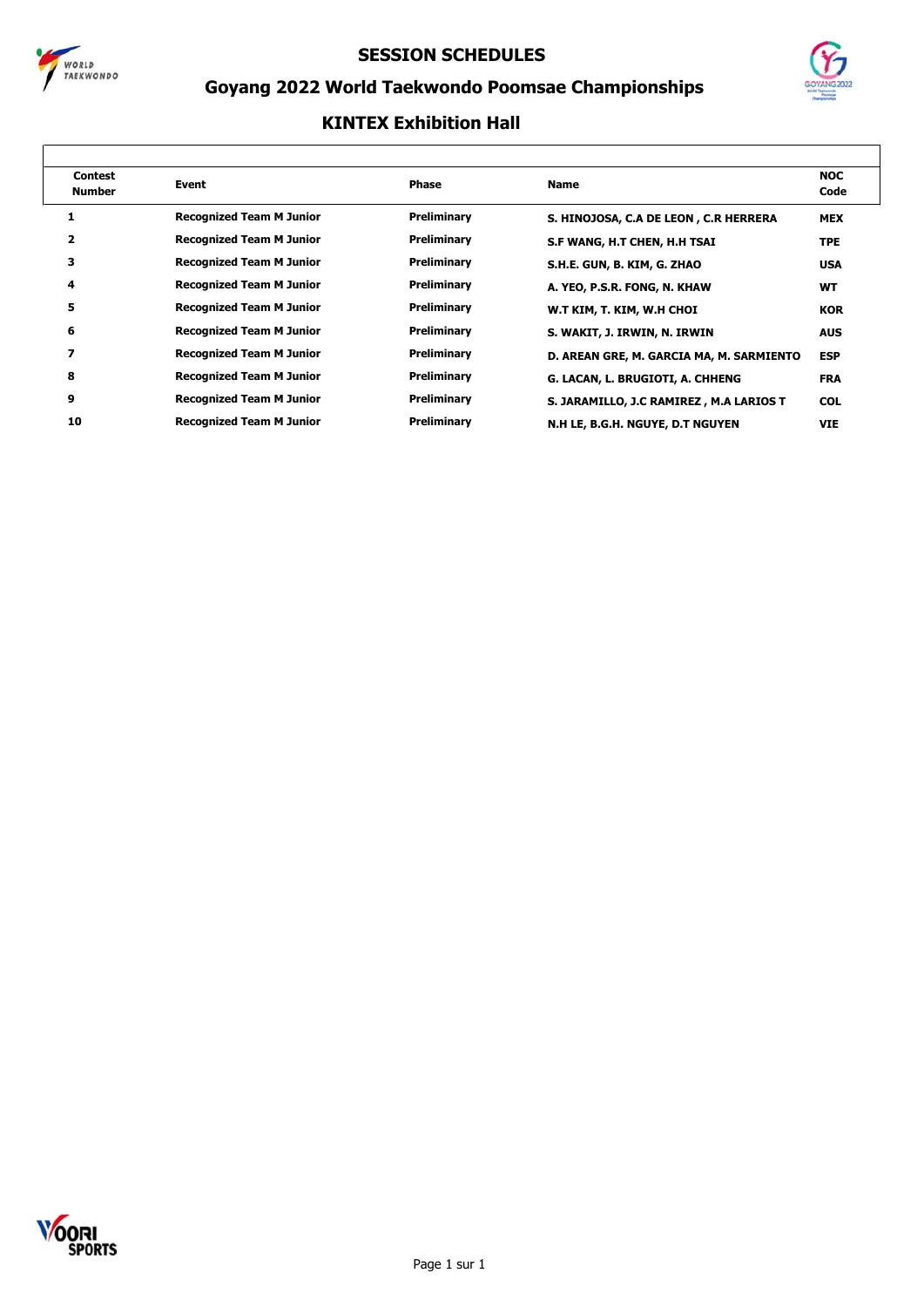# SESSION SCHEDULES

## Goyang 2022 World Taekwondo Poomsae Championships

### KINTEX Exhibition Hall

| Contest Number | Event | Phase | Name | NOC Code |
|---|---|---|---|---|
| 1 | Recognized Team M Junior | Preliminary | S. HINOJOSA, C.A DE LEON , C.R HERRERA | MEX |
| 2 | Recognized Team M Junior | Preliminary | S.F WANG, H.T CHEN, H.H TSAI | TPE |
| 3 | Recognized Team M Junior | Preliminary | S.H.E. GUN, B. KIM, G. ZHAO | USA |
| 4 | Recognized Team M Junior | Preliminary | A. YEO, P.S.R. FONG, N. KHAW | WT |
| 5 | Recognized Team M Junior | Preliminary | W.T KIM, T. KIM, W.H CHOI | KOR |
| 6 | Recognized Team M Junior | Preliminary | S. WAKIT, J. IRWIN, N. IRWIN | AUS |
| 7 | Recognized Team M Junior | Preliminary | D. AREAN GRE, M. GARCIA MA, M. SARMIENTO | ESP |
| 8 | Recognized Team M Junior | Preliminary | G. LACAN, L. BRUGIOTI, A. CHHENG | FRA |
| 9 | Recognized Team M Junior | Preliminary | S. JARAMILLO, J.C RAMIREZ , M.A LARIOS T | COL |
| 10 | Recognized Team M Junior | Preliminary | N.H LE, B.G.H. NGUYE, D.T NGUYEN | VIE |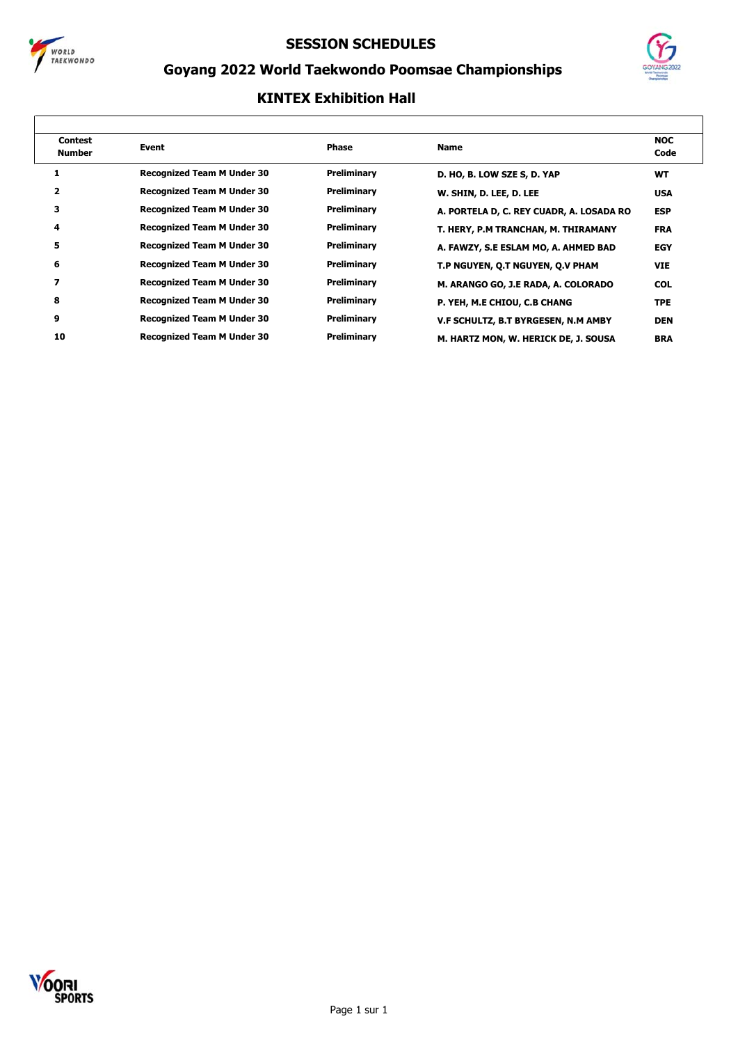# SESSION SCHEDULES

## Goyang 2022 World Taekwondo Poomsae Championships

### KINTEX Exhibition Hall

| Contest Number | Event | Phase | Name | NOC Code |
|---|---|---|---|---|
| 1 | Recognized Team M Under 30 | Preliminary | D. HO, B. LOW SZE S, D. YAP | WT |
| 2 | Recognized Team M Under 30 | Preliminary | W. SHIN, D. LEE, D. LEE | USA |
| 3 | Recognized Team M Under 30 | Preliminary | A. PORTELA D, C. REY CUADR, A. LOSADA RO | ESP |
| 4 | Recognized Team M Under 30 | Preliminary | T. HERY, P.M TRANCHAN, M. THIRAMANY | FRA |
| 5 | Recognized Team M Under 30 | Preliminary | A. FAWZY, S.E ESLAM MO, A. AHMED BAD | EGY |
| 6 | Recognized Team M Under 30 | Preliminary | T.P NGUYEN, Q.T NGUYEN, Q.V PHAM | VIE |
| 7 | Recognized Team M Under 30 | Preliminary | M. ARANGO GO, J.E RADA, A. COLORADO | COL |
| 8 | Recognized Team M Under 30 | Preliminary | P. YEH, M.E CHIOU, C.B CHANG | TPE |
| 9 | Recognized Team M Under 30 | Preliminary | V.F SCHULTZ, B.T BYRGESEN, N.M AMBY | DEN |
| 10 | Recognized Team M Under 30 | Preliminary | M. HARTZ MON, W. HERICK DE, J. SOUSA | BRA |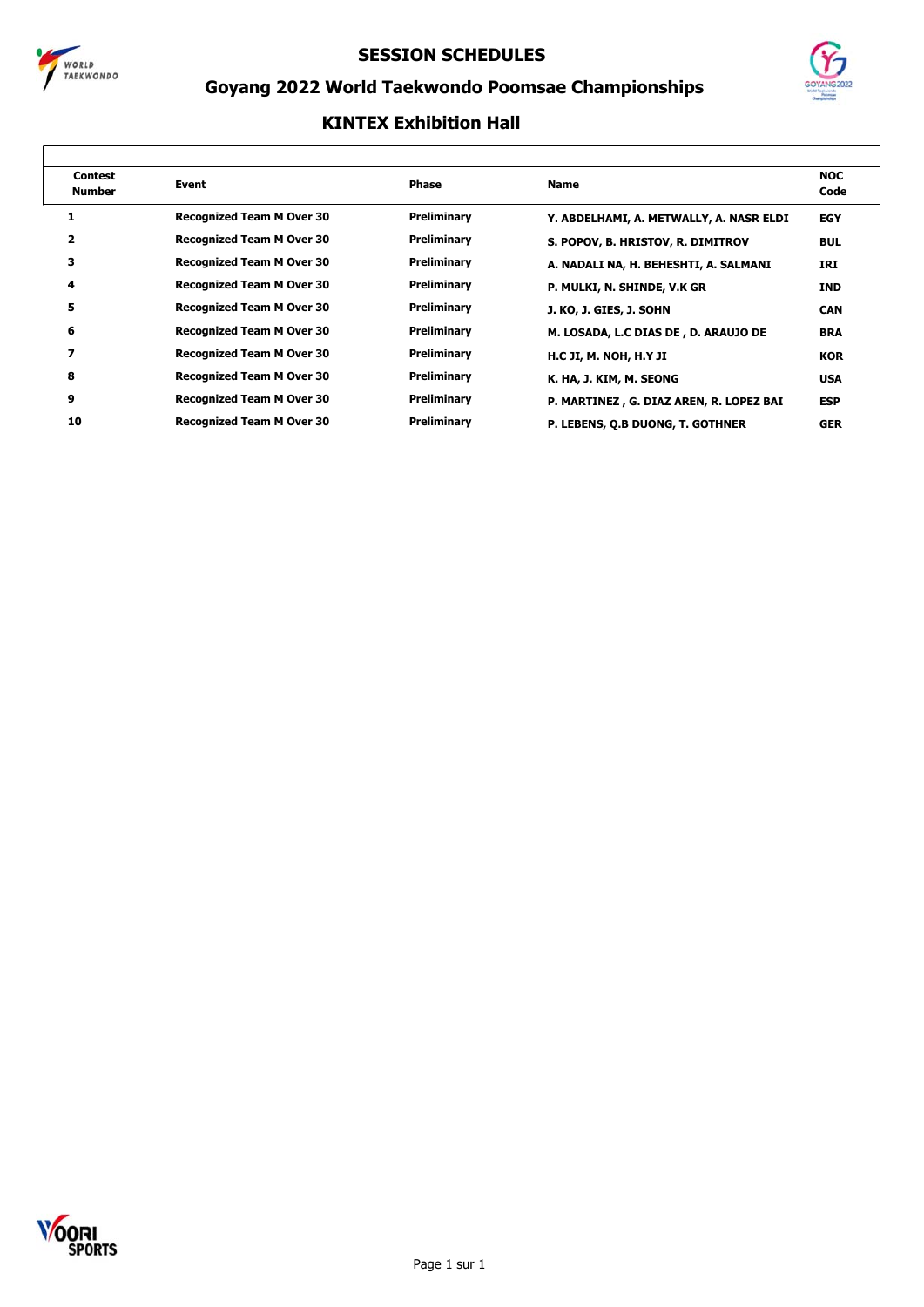# SESSION SCHEDULES

## Goyang 2022 World Taekwondo Poomsae Championships

### KINTEX Exhibition Hall

| Contest Number | Event | Phase | Name | NOC Code |
|---|---|---|---|---|
| 1 | Recognized Team M Over 30 | Preliminary | Y. ABDELHAMI, A. METWALLY, A. NASR ELDI | EGY |
| 2 | Recognized Team M Over 30 | Preliminary | S. POPOV, B. HRISTOV, R. DIMITROV | BUL |
| 3 | Recognized Team M Over 30 | Preliminary | A. NADALI NA, H. BEHESHTI, A. SALMANI | IRI |
| 4 | Recognized Team M Over 30 | Preliminary | P. MULKI, N. SHINDE, V.K GR | IND |
| 5 | Recognized Team M Over 30 | Preliminary | J. KO, J. GIES, J. SOHN | CAN |
| 6 | Recognized Team M Over 30 | Preliminary | M. LOSADA, L.C DIAS DE , D. ARAUJO DE | BRA |
| 7 | Recognized Team M Over 30 | Preliminary | H.C JI, M. NOH, H.Y JI | KOR |
| 8 | Recognized Team M Over 30 | Preliminary | K. HA, J. KIM, M. SEONG | USA |
| 9 | Recognized Team M Over 30 | Preliminary | P. MARTINEZ , G. DIAZ AREN, R. LOPEZ BAI | ESP |
| 10 | Recognized Team M Over 30 | Preliminary | P. LEBENS, Q.B DUONG, T. GOTHNER | GER |